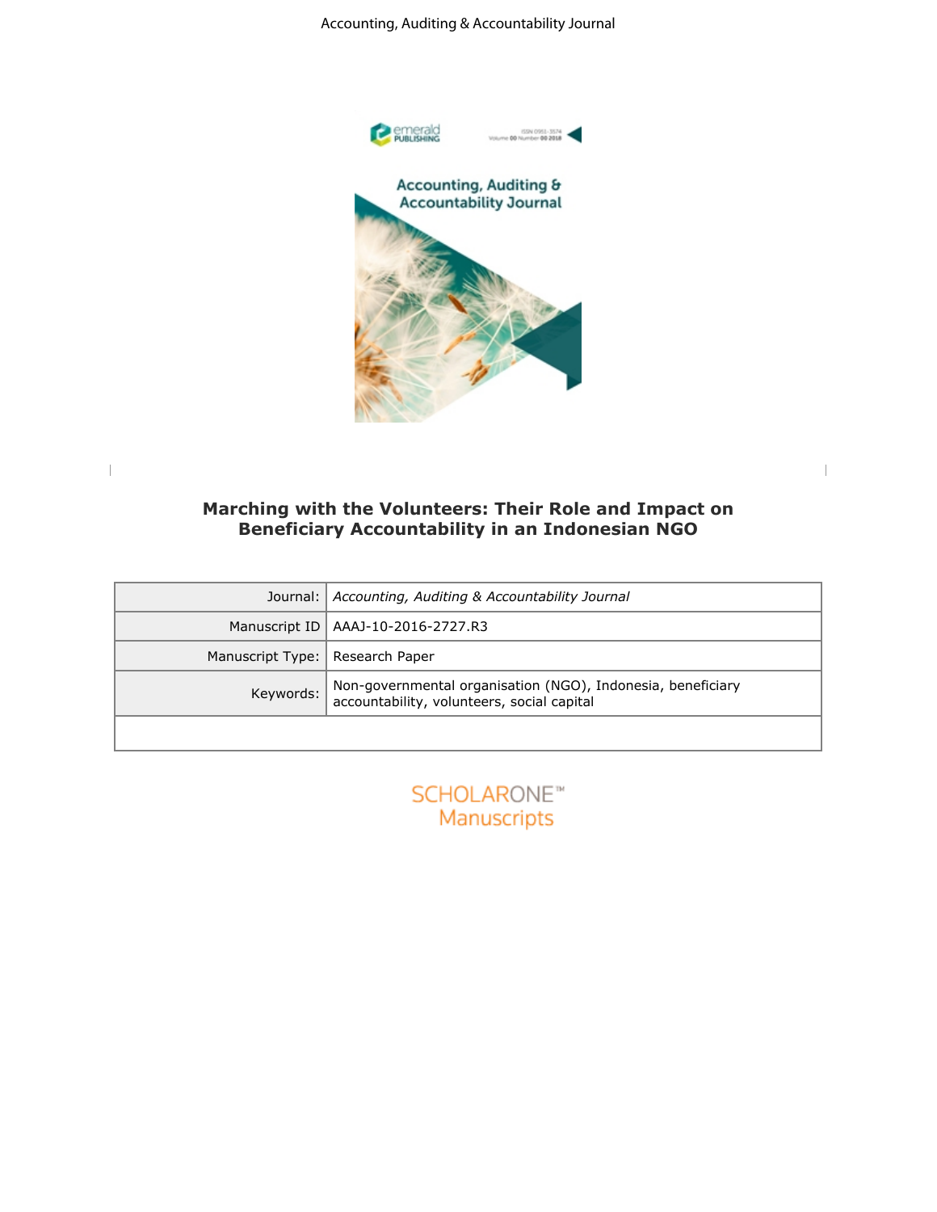# Marching with the Volunteers: Their Role and Impact on Beneficiary Accountability in an Indonesian NGO

| | |
|---|---|
| Journal: | *Accounting, Auditing & Accountability Journal* |
| Manuscript ID | AAAJ-10-2016-2727.R3 |
| Manuscript Type: | Research Paper |
| Keywords: | Non-governmental organisation (NGO), Indonesia, beneficiary accountability, volunteers, social capital |
| | |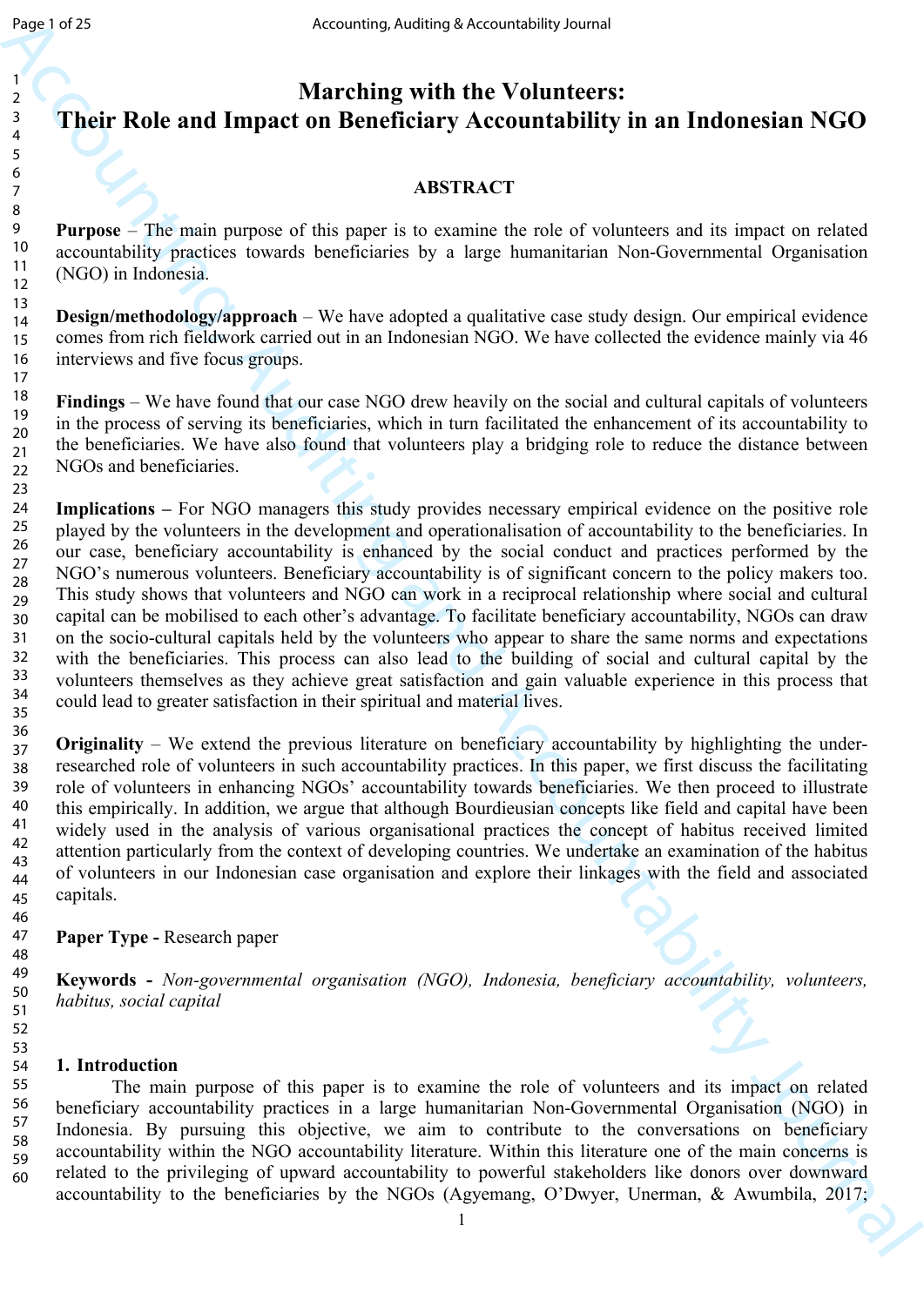# Marching with the Volunteers: Their Role and Impact on Beneficiary Accountability in an Indonesian NGO

## ABSTRACT

**Purpose** – The main purpose of this paper is to examine the role of volunteers and its impact on related accountability practices towards beneficiaries by a large humanitarian Non-Governmental Organisation (NGO) in Indonesia.

**Design/methodology/approach** – We have adopted a qualitative case study design. Our empirical evidence comes from rich fieldwork carried out in an Indonesian NGO. We have collected the evidence mainly via 46 interviews and five focus groups.

**Findings** – We have found that our case NGO drew heavily on the social and cultural capitals of volunteers in the process of serving its beneficiaries, which in turn facilitated the enhancement of its accountability to the beneficiaries. We have also found that volunteers play a bridging role to reduce the distance between NGOs and beneficiaries.

**Implications –** For NGO managers this study provides necessary empirical evidence on the positive role played by the volunteers in the development and operationalisation of accountability to the beneficiaries. In our case, beneficiary accountability is enhanced by the social conduct and practices performed by the NGO's numerous volunteers. Beneficiary accountability is of significant concern to the policy makers too. This study shows that volunteers and NGO can work in a reciprocal relationship where social and cultural capital can be mobilised to each other's advantage. To facilitate beneficiary accountability, NGOs can draw on the socio-cultural capitals held by the volunteers who appear to share the same norms and expectations with the beneficiaries. This process can also lead to the building of social and cultural capital by the volunteers themselves as they achieve great satisfaction and gain valuable experience in this process that could lead to greater satisfaction in their spiritual and material lives.

**Originality** – We extend the previous literature on beneficiary accountability by highlighting the under-researched role of volunteers in such accountability practices. In this paper, we first discuss the facilitating role of volunteers in enhancing NGOs' accountability towards beneficiaries. We then proceed to illustrate this empirically. In addition, we argue that although Bourdieusian concepts like field and capital have been widely used in the analysis of various organisational practices the concept of habitus received limited attention particularly from the context of developing countries. We undertake an examination of the habitus of volunteers in our Indonesian case organisation and explore their linkages with the field and associated capitals.

**Paper Type -** Research paper

**Keywords -** *Non-governmental organisation (NGO), Indonesia, beneficiary accountability, volunteers, habitus, social capital*

## 1. Introduction

The main purpose of this paper is to examine the role of volunteers and its impact on related beneficiary accountability practices in a large humanitarian Non-Governmental Organisation (NGO) in Indonesia. By pursuing this objective, we aim to contribute to the conversations on beneficiary accountability within the NGO accountability literature. Within this literature one of the main concerns is related to the privileging of upward accountability to powerful stakeholders like donors over downward accountability to the beneficiaries by the NGOs (Agyemang, O'Dwyer, Unerman, & Awumbila, 2017;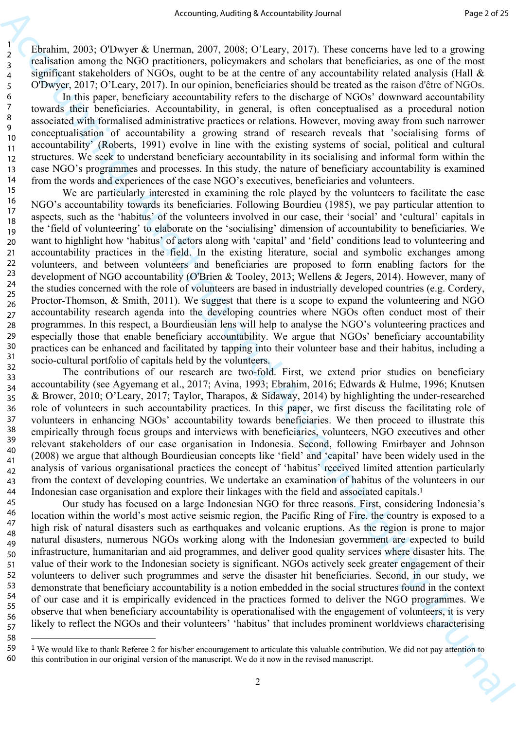Ebrahim, 2003; O'Dwyer & Unerman, 2007, 2008; O'Leary, 2017). These concerns have led to a growing realisation among the NGO practitioners, policymakers and scholars that beneficiaries, as one of the most significant stakeholders of NGOs, ought to be at the centre of any accountability related analysis (Hall & O'Dwyer, 2017; O'Leary, 2017). In our opinion, beneficiaries should be treated as the raison d'être of NGOs.

In this paper, beneficiary accountability refers to the discharge of NGOs' downward accountability towards their beneficiaries. Accountability, in general, is often conceptualised as a procedural notion associated with formalised administrative practices or relations. However, moving away from such narrower conceptualisation of accountability a growing strand of research reveals that 'socialising forms of accountability' (Roberts, 1991) evolve in line with the existing systems of social, political and cultural structures. We seek to understand beneficiary accountability in its socialising and informal form within the case NGO's programmes and processes. In this study, the nature of beneficiary accountability is examined from the words and experiences of the case NGO's executives, beneficiaries and volunteers.

We are particularly interested in examining the role played by the volunteers to facilitate the case NGO's accountability towards its beneficiaries. Following Bourdieu (1985), we pay particular attention to aspects, such as the 'habitus' of the volunteers involved in our case, their 'social' and 'cultural' capitals in the 'field of volunteering' to elaborate on the 'socialising' dimension of accountability to beneficiaries. We want to highlight how 'habitus' of actors along with 'capital' and 'field' conditions lead to volunteering and accountability practices in the field. In the existing literature, social and symbolic exchanges among volunteers, and between volunteers and beneficiaries are proposed to form enabling factors for the development of NGO accountability (O'Brien & Tooley, 2013; Wellens & Jegers, 2014). However, many of the studies concerned with the role of volunteers are based in industrially developed countries (e.g. Cordery, Proctor-Thomson, & Smith, 2011). We suggest that there is a scope to expand the volunteering and NGO accountability research agenda into the developing countries where NGOs often conduct most of their programmes. In this respect, a Bourdieusian lens will help to analyse the NGO's volunteering practices and especially those that enable beneficiary accountability. We argue that NGOs' beneficiary accountability practices can be enhanced and facilitated by tapping into their volunteer base and their habitus, including a socio-cultural portfolio of capitals held by the volunteers.

The contributions of our research are two-fold. First, we extend prior studies on beneficiary accountability (see Agyemang et al., 2017; Avina, 1993; Ebrahim, 2016; Edwards & Hulme, 1996; Knutsen & Brower, 2010; O'Leary, 2017; Taylor, Tharapos, & Sidaway, 2014) by highlighting the under-researched role of volunteers in such accountability practices. In this paper, we first discuss the facilitating role of volunteers in enhancing NGOs' accountability towards beneficiaries. We then proceed to illustrate this empirically through focus groups and interviews with beneficiaries, volunteers, NGO executives and other relevant stakeholders of our case organisation in Indonesia. Second, following Emirbayer and Johnson (2008) we argue that although Bourdieusian concepts like 'field' and 'capital' have been widely used in the analysis of various organisational practices the concept of 'habitus' received limited attention particularly from the context of developing countries. We undertake an examination of habitus of the volunteers in our Indonesian case organisation and explore their linkages with the field and associated capitals.[1]

Our study has focused on a large Indonesian NGO for three reasons. First, considering Indonesia's location within the world's most active seismic region, the Pacific Ring of Fire, the country is exposed to a high risk of natural disasters such as earthquakes and volcanic eruptions. As the region is prone to major natural disasters, numerous NGOs working along with the Indonesian government are expected to build infrastructure, humanitarian and aid programmes, and deliver good quality services where disaster hits. The value of their work to the Indonesian society is significant. NGOs actively seek greater engagement of their volunteers to deliver such programmes and serve the disaster hit beneficiaries. Second, in our study, we demonstrate that beneficiary accountability is a notion embedded in the social structures found in the context of our case and it is empirically evidenced in the practices formed to deliver the NGO programmes. We observe that when beneficiary accountability is operationalised with the engagement of volunteers, it is very likely to reflect the NGOs and their volunteers' 'habitus' that includes prominent worldviews characterising

[1] We would like to thank Referee 2 for his/her encouragement to articulate this valuable contribution. We did not pay attention to this contribution in our original version of the manuscript. We do it now in the revised manuscript.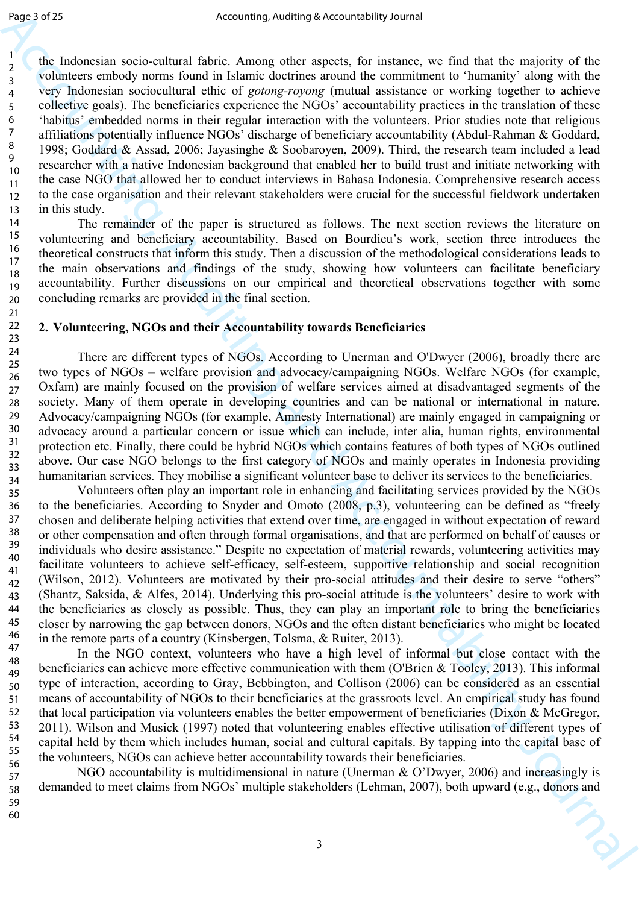the Indonesian socio-cultural fabric. Among other aspects, for instance, we find that the majority of the volunteers embody norms found in Islamic doctrines around the commitment to 'humanity' along with the very Indonesian sociocultural ethic of *gotong-royong* (mutual assistance or working together to achieve collective goals). The beneficiaries experience the NGOs' accountability practices in the translation of these 'habitus' embedded norms in their regular interaction with the volunteers. Prior studies note that religious affiliations potentially influence NGOs' discharge of beneficiary accountability (Abdul-Rahman & Goddard, 1998; Goddard & Assad, 2006; Jayasinghe & Soobaroyen, 2009). Third, the research team included a lead researcher with a native Indonesian background that enabled her to build trust and initiate networking with the case NGO that allowed her to conduct interviews in Bahasa Indonesia. Comprehensive research access to the case organisation and their relevant stakeholders were crucial for the successful fieldwork undertaken in this study.

The remainder of the paper is structured as follows. The next section reviews the literature on volunteering and beneficiary accountability. Based on Bourdieu's work, section three introduces the theoretical constructs that inform this study. Then a discussion of the methodological considerations leads to the main observations and findings of the study, showing how volunteers can facilitate beneficiary accountability. Further discussions on our empirical and theoretical observations together with some concluding remarks are provided in the final section.

## 2. Volunteering, NGOs and their Accountability towards Beneficiaries

There are different types of NGOs. According to Unerman and O'Dwyer (2006), broadly there are two types of NGOs – welfare provision and advocacy/campaigning NGOs. Welfare NGOs (for example, Oxfam) are mainly focused on the provision of welfare services aimed at disadvantaged segments of the society. Many of them operate in developing countries and can be national or international in nature. Advocacy/campaigning NGOs (for example, Amnesty International) are mainly engaged in campaigning or advocacy around a particular concern or issue which can include, inter alia, human rights, environmental protection etc. Finally, there could be hybrid NGOs which contains features of both types of NGOs outlined above. Our case NGO belongs to the first category of NGOs and mainly operates in Indonesia providing humanitarian services. They mobilise a significant volunteer base to deliver its services to the beneficiaries.

Volunteers often play an important role in enhancing and facilitating services provided by the NGOs to the beneficiaries. According to Snyder and Omoto (2008, p.3), volunteering can be defined as "freely chosen and deliberate helping activities that extend over time, are engaged in without expectation of reward or other compensation and often through formal organisations, and that are performed on behalf of causes or individuals who desire assistance." Despite no expectation of material rewards, volunteering activities may facilitate volunteers to achieve self-efficacy, self-esteem, supportive relationship and social recognition (Wilson, 2012). Volunteers are motivated by their pro-social attitudes and their desire to serve "others" (Shantz, Saksida, & Alfes, 2014). Underlying this pro-social attitude is the volunteers' desire to work with the beneficiaries as closely as possible. Thus, they can play an important role to bring the beneficiaries closer by narrowing the gap between donors, NGOs and the often distant beneficiaries who might be located in the remote parts of a country (Kinsbergen, Tolsma, & Ruiter, 2013).

In the NGO context, volunteers who have a high level of informal but close contact with the beneficiaries can achieve more effective communication with them (O'Brien & Tooley, 2013). This informal type of interaction, according to Gray, Bebbington, and Collison (2006) can be considered as an essential means of accountability of NGOs to their beneficiaries at the grassroots level. An empirical study has found that local participation via volunteers enables the better empowerment of beneficiaries (Dixon & McGregor, 2011). Wilson and Musick (1997) noted that volunteering enables effective utilisation of different types of capital held by them which includes human, social and cultural capitals. By tapping into the capital base of the volunteers, NGOs can achieve better accountability towards their beneficiaries.

NGO accountability is multidimensional in nature (Unerman & O'Dwyer, 2006) and increasingly is demanded to meet claims from NGOs' multiple stakeholders (Lehman, 2007), both upward (e.g., donors and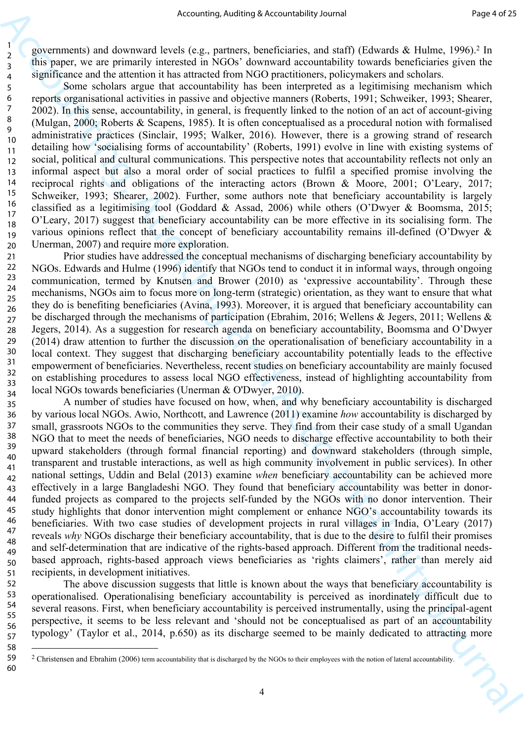governments) and downward levels (e.g., partners, beneficiaries, and staff) (Edwards & Hulme, 1996).[2] In this paper, we are primarily interested in NGOs' downward accountability towards beneficiaries given the significance and the attention it has attracted from NGO practitioners, policymakers and scholars.

Some scholars argue that accountability has been interpreted as a legitimising mechanism which reports organisational activities in passive and objective manners (Roberts, 1991; Schweiker, 1993; Shearer, 2002). In this sense, accountability, in general, is frequently linked to the notion of an act of account-giving (Mulgan, 2000; Roberts & Scapens, 1985). It is often conceptualised as a procedural notion with formalised administrative practices (Sinclair, 1995; Walker, 2016). However, there is a growing strand of research detailing how 'socialising forms of accountability' (Roberts, 1991) evolve in line with existing systems of social, political and cultural communications. This perspective notes that accountability reflects not only an informal aspect but also a moral order of social practices to fulfil a specified promise involving the reciprocal rights and obligations of the interacting actors (Brown & Moore, 2001; O'Leary, 2017; Schweiker, 1993; Shearer, 2002). Further, some authors note that beneficiary accountability is largely classified as a legitimising tool (Goddard & Assad, 2006) while others (O'Dwyer & Boomsma, 2015; O'Leary, 2017) suggest that beneficiary accountability can be more effective in its socialising form. The various opinions reflect that the concept of beneficiary accountability remains ill-defined (O'Dwyer & Unerman, 2007) and require more exploration.

Prior studies have addressed the conceptual mechanisms of discharging beneficiary accountability by NGOs. Edwards and Hulme (1996) identify that NGOs tend to conduct it in informal ways, through ongoing communication, termed by Knutsen and Brower (2010) as 'expressive accountability'. Through these mechanisms, NGOs aim to focus more on long-term (strategic) orientation, as they want to ensure that what they do is benefiting beneficiaries (Avina, 1993). Moreover, it is argued that beneficiary accountability can be discharged through the mechanisms of participation (Ebrahim, 2016; Wellens & Jegers, 2011; Wellens & Jegers, 2014). As a suggestion for research agenda on beneficiary accountability, Boomsma and O'Dwyer (2014) draw attention to further the discussion on the operationalisation of beneficiary accountability in a local context. They suggest that discharging beneficiary accountability potentially leads to the effective empowerment of beneficiaries. Nevertheless, recent studies on beneficiary accountability are mainly focused on establishing procedures to assess local NGO effectiveness, instead of highlighting accountability from local NGOs towards beneficiaries (Unerman & O'Dwyer, 2010).

A number of studies have focused on how, when, and why beneficiary accountability is discharged by various local NGOs. Awio, Northcott, and Lawrence (2011) examine *how* accountability is discharged by small, grassroots NGOs to the communities they serve. They find from their case study of a small Ugandan NGO that to meet the needs of beneficiaries, NGO needs to discharge effective accountability to both their upward stakeholders (through formal financial reporting) and downward stakeholders (through simple, transparent and trustable interactions, as well as high community involvement in public services). In other national settings, Uddin and Belal (2013) examine *when* beneficiary accountability can be achieved more effectively in a large Bangladeshi NGO. They found that beneficiary accountability was better in donor-funded projects as compared to the projects self-funded by the NGOs with no donor intervention. Their study highlights that donor intervention might complement or enhance NGO's accountability towards its beneficiaries. With two case studies of development projects in rural villages in India, O'Leary (2017) reveals *why* NGOs discharge their beneficiary accountability, that is due to the desire to fulfil their promises and self-determination that are indicative of the rights-based approach. Different from the traditional needs-based approach, rights-based approach views beneficiaries as 'rights claimers', rather than merely aid recipients, in development initiatives.

The above discussion suggests that little is known about the ways that beneficiary accountability is operationalised. Operationalising beneficiary accountability is perceived as inordinately difficult due to several reasons. First, when beneficiary accountability is perceived instrumentally, using the principal-agent perspective, it seems to be less relevant and 'should not be conceptualised as part of an accountability typology' (Taylor et al., 2014, p.650) as its discharge seemed to be mainly dedicated to attracting more

[2] Christensen and Ebrahim (2006) term accountability that is discharged by the NGOs to their employees with the notion of lateral accountability.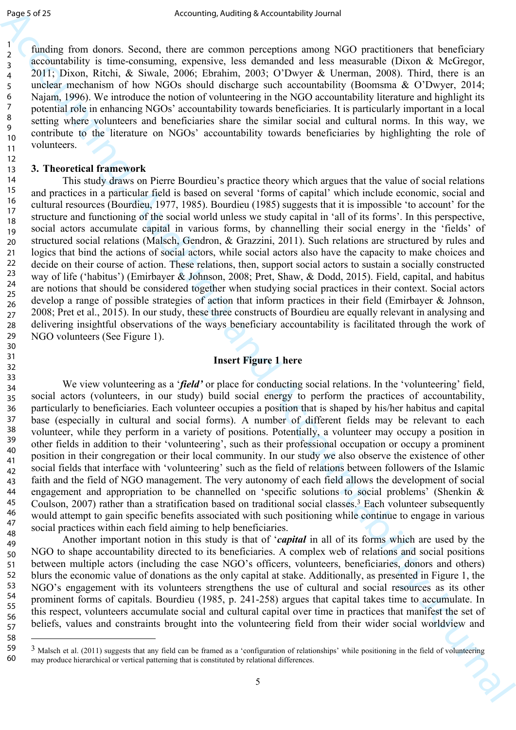funding from donors. Second, there are common perceptions among NGO practitioners that beneficiary accountability is time-consuming, expensive, less demanded and less measurable (Dixon & McGregor, 2011; Dixon, Ritchi, & Siwale, 2006; Ebrahim, 2003; O'Dwyer & Unerman, 2008). Third, there is an unclear mechanism of how NGOs should discharge such accountability (Boomsma & O'Dwyer, 2014; Najam, 1996). We introduce the notion of volunteering in the NGO accountability literature and highlight its potential role in enhancing NGOs' accountability towards beneficiaries. It is particularly important in a local setting where volunteers and beneficiaries share the similar social and cultural norms. In this way, we contribute to the literature on NGOs' accountability towards beneficiaries by highlighting the role of volunteers.

## 3. Theoretical framework

This study draws on Pierre Bourdieu's practice theory which argues that the value of social relations and practices in a particular field is based on several 'forms of capital' which include economic, social and cultural resources (Bourdieu, 1977, 1985). Bourdieu (1985) suggests that it is impossible 'to account' for the structure and functioning of the social world unless we study capital in 'all of its forms'. In this perspective, social actors accumulate capital in various forms, by channelling their social energy in the 'fields' of structured social relations (Malsch, Gendron, & Grazzini, 2011). Such relations are structured by rules and logics that bind the actions of social actors, while social actors also have the capacity to make choices and decide on their course of action. These relations, then, support social actors to sustain a socially constructed way of life ('habitus') (Emirbayer & Johnson, 2008; Pret, Shaw, & Dodd, 2015). Field, capital, and habitus are notions that should be considered together when studying social practices in their context. Social actors develop a range of possible strategies of action that inform practices in their field (Emirbayer & Johnson, 2008; Pret et al., 2015). In our study, these three constructs of Bourdieu are equally relevant in analysing and delivering insightful observations of the ways beneficiary accountability is facilitated through the work of NGO volunteers (See Figure 1).

**Insert Figure 1 here**

We view volunteering as a '***field***' or place for conducting social relations. In the 'volunteering' field, social actors (volunteers, in our study) build social energy to perform the practices of accountability, particularly to beneficiaries. Each volunteer occupies a position that is shaped by his/her habitus and capital base (especially in cultural and social forms). A number of different fields may be relevant to each volunteer, while they perform in a variety of positions. Potentially, a volunteer may occupy a position in other fields in addition to their 'volunteering', such as their professional occupation or occupy a prominent position in their congregation or their local community. In our study we also observe the existence of other social fields that interface with 'volunteering' such as the field of relations between followers of the Islamic faith and the field of NGO management. The very autonomy of each field allows the development of social engagement and appropriation to be channelled on 'specific solutions to social problems' (Shenkin & Coulson, 2007) rather than a stratification based on traditional social classes.[3] Each volunteer subsequently would attempt to gain specific benefits associated with such positioning while continue to engage in various social practices within each field aiming to help beneficiaries.

Another important notion in this study is that of '***capital*** in all of its forms which are used by the NGO to shape accountability directed to its beneficiaries. A complex web of relations and social positions between multiple actors (including the case NGO's officers, volunteers, beneficiaries, donors and others) blurs the economic value of donations as the only capital at stake. Additionally, as presented in Figure 1, the NGO's engagement with its volunteers strengthens the use of cultural and social resources as its other prominent forms of capitals. Bourdieu (1985, p. 241-258) argues that capital takes time to accumulate. In this respect, volunteers accumulate social and cultural capital over time in practices that manifest the set of beliefs, values and constraints brought into the volunteering field from their wider social worldview and

[3] Malsch et al. (2011) suggests that any field can be framed as a 'configuration of relationships' while positioning in the field of volunteering may produce hierarchical or vertical patterning that is constituted by relational differences.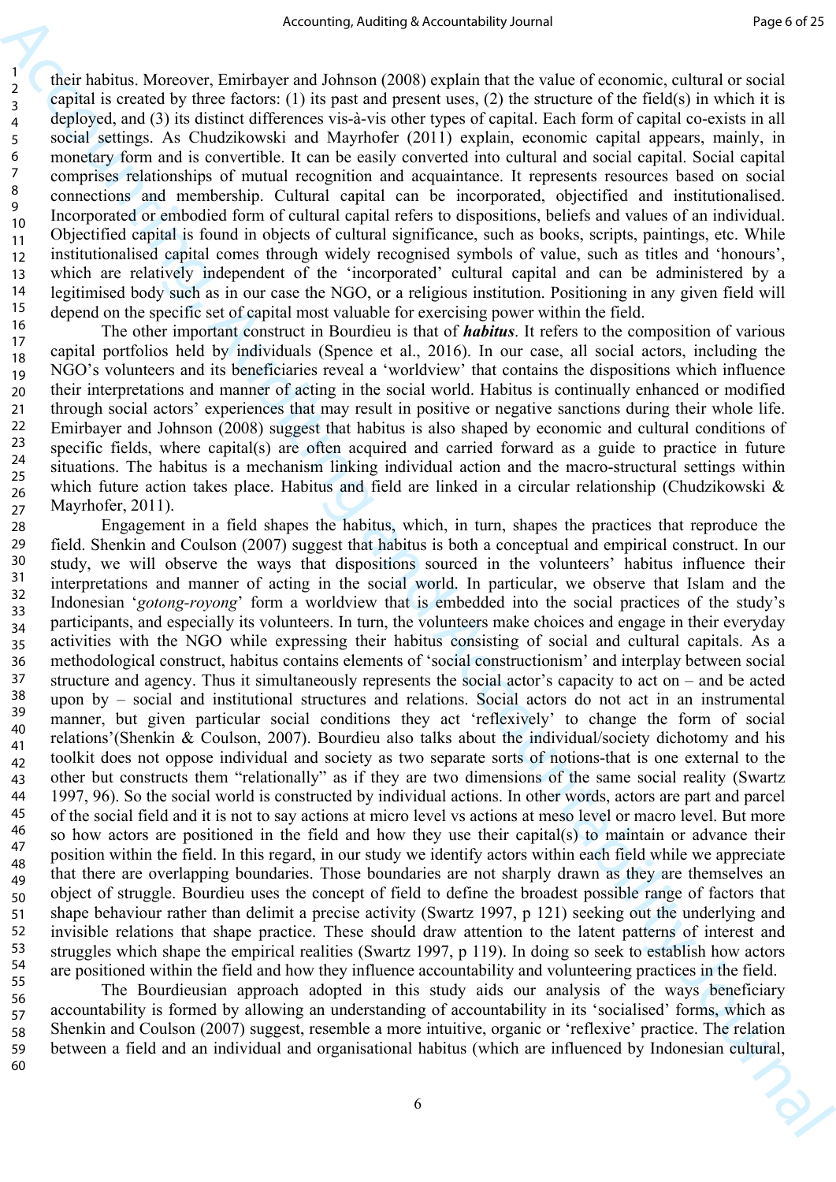their habitus. Moreover, Emirbayer and Johnson (2008) explain that the value of economic, cultural or social capital is created by three factors: (1) its past and present uses, (2) the structure of the field(s) in which it is deployed, and (3) its distinct differences vis-à-vis other types of capital. Each form of capital co-exists in all social settings. As Chudzikowski and Mayrhofer (2011) explain, economic capital appears, mainly, in monetary form and is convertible. It can be easily converted into cultural and social capital. Social capital comprises relationships of mutual recognition and acquaintance. It represents resources based on social connections and membership. Cultural capital can be incorporated, objectified and institutionalised. Incorporated or embodied form of cultural capital refers to dispositions, beliefs and values of an individual. Objectified capital is found in objects of cultural significance, such as books, scripts, paintings, etc. While institutionalised capital comes through widely recognised symbols of value, such as titles and 'honours', which are relatively independent of the 'incorporated' cultural capital and can be administered by a legitimised body such as in our case the NGO, or a religious institution. Positioning in any given field will depend on the specific set of capital most valuable for exercising power within the field.

The other important construct in Bourdieu is that of ***habitus***. It refers to the composition of various capital portfolios held by individuals (Spence et al., 2016). In our case, all social actors, including the NGO's volunteers and its beneficiaries reveal a 'worldview' that contains the dispositions which influence their interpretations and manner of acting in the social world. Habitus is continually enhanced or modified through social actors' experiences that may result in positive or negative sanctions during their whole life. Emirbayer and Johnson (2008) suggest that habitus is also shaped by economic and cultural conditions of specific fields, where capital(s) are often acquired and carried forward as a guide to practice in future situations. The habitus is a mechanism linking individual action and the macro-structural settings within which future action takes place. Habitus and field are linked in a circular relationship (Chudzikowski & Mayrhofer, 2011).

Engagement in a field shapes the habitus, which, in turn, shapes the practices that reproduce the field. Shenkin and Coulson (2007) suggest that habitus is both a conceptual and empirical construct. In our study, we will observe the ways that dispositions sourced in the volunteers' habitus influence their interpretations and manner of acting in the social world. In particular, we observe that Islam and the Indonesian '*gotong-royong*' form a worldview that is embedded into the social practices of the study's participants, and especially its volunteers. In turn, the volunteers make choices and engage in their everyday activities with the NGO while expressing their habitus consisting of social and cultural capitals. As a methodological construct, habitus contains elements of 'social constructionism' and interplay between social structure and agency. Thus it simultaneously represents the social actor's capacity to act on – and be acted upon by – social and institutional structures and relations. Social actors do not act in an instrumental manner, but given particular social conditions they act 'reflexively' to change the form of social relations'(Shenkin & Coulson, 2007). Bourdieu also talks about the individual/society dichotomy and his toolkit does not oppose individual and society as two separate sorts of notions-that is one external to the other but constructs them "relationally" as if they are two dimensions of the same social reality (Swartz 1997, 96). So the social world is constructed by individual actions. In other words, actors are part and parcel of the social field and it is not to say actions at micro level vs actions at meso level or macro level. But more so how actors are positioned in the field and how they use their capital(s) to maintain or advance their position within the field. In this regard, in our study we identify actors within each field while we appreciate that there are overlapping boundaries. Those boundaries are not sharply drawn as they are themselves an object of struggle. Bourdieu uses the concept of field to define the broadest possible range of factors that shape behaviour rather than delimit a precise activity (Swartz 1997, p 121) seeking out the underlying and invisible relations that shape practice. These should draw attention to the latent patterns of interest and struggles which shape the empirical realities (Swartz 1997, p 119). In doing so seek to establish how actors are positioned within the field and how they influence accountability and volunteering practices in the field.

The Bourdieusian approach adopted in this study aids our analysis of the ways beneficiary accountability is formed by allowing an understanding of accountability in its 'socialised' forms, which as Shenkin and Coulson (2007) suggest, resemble a more intuitive, organic or 'reflexive' practice. The relation between a field and an individual and organisational habitus (which are influenced by Indonesian cultural,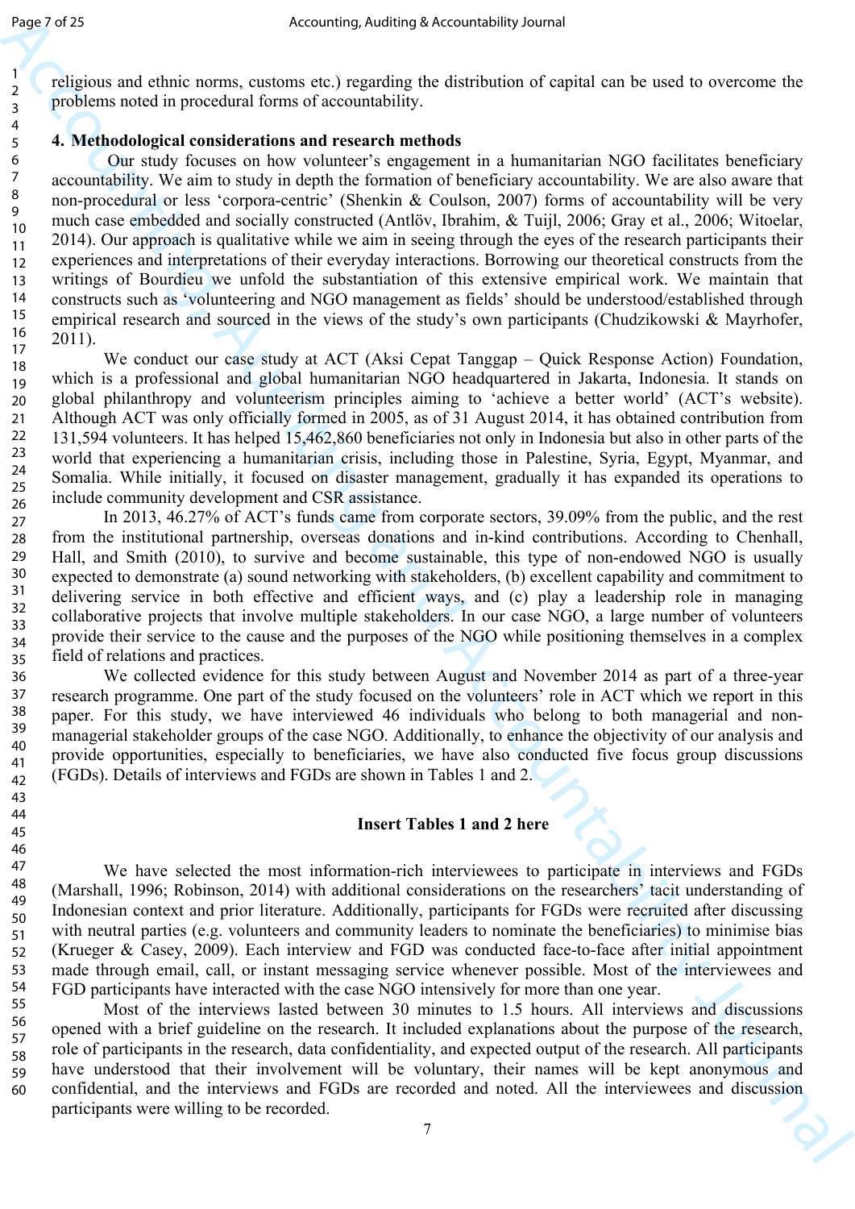religious and ethnic norms, customs etc.) regarding the distribution of capital can be used to overcome the problems noted in procedural forms of accountability.

## 4. Methodological considerations and research methods

Our study focuses on how volunteer's engagement in a humanitarian NGO facilitates beneficiary accountability. We aim to study in depth the formation of beneficiary accountability. We are also aware that non-procedural or less 'corpora-centric' (Shenkin & Coulson, 2007) forms of accountability will be very much case embedded and socially constructed (Antlöv, Ibrahim, & Tuijl, 2006; Gray et al., 2006; Witoelar, 2014). Our approach is qualitative while we aim in seeing through the eyes of the research participants their experiences and interpretations of their everyday interactions. Borrowing our theoretical constructs from the writings of Bourdieu we unfold the substantiation of this extensive empirical work. We maintain that constructs such as 'volunteering and NGO management as fields' should be understood/established through empirical research and sourced in the views of the study's own participants (Chudzikowski & Mayrhofer, 2011).

We conduct our case study at ACT (Aksi Cepat Tanggap – Quick Response Action) Foundation, which is a professional and global humanitarian NGO headquartered in Jakarta, Indonesia. It stands on global philanthropy and volunteerism principles aiming to 'achieve a better world' (ACT's website). Although ACT was only officially formed in 2005, as of 31 August 2014, it has obtained contribution from 131,594 volunteers. It has helped 15,462,860 beneficiaries not only in Indonesia but also in other parts of the world that experiencing a humanitarian crisis, including those in Palestine, Syria, Egypt, Myanmar, and Somalia. While initially, it focused on disaster management, gradually it has expanded its operations to include community development and CSR assistance.

In 2013, 46.27% of ACT's funds came from corporate sectors, 39.09% from the public, and the rest from the institutional partnership, overseas donations and in-kind contributions. According to Chenhall, Hall, and Smith (2010), to survive and become sustainable, this type of non-endowed NGO is usually expected to demonstrate (a) sound networking with stakeholders, (b) excellent capability and commitment to delivering service in both effective and efficient ways, and (c) play a leadership role in managing collaborative projects that involve multiple stakeholders. In our case NGO, a large number of volunteers provide their service to the cause and the purposes of the NGO while positioning themselves in a complex field of relations and practices.

We collected evidence for this study between August and November 2014 as part of a three-year research programme. One part of the study focused on the volunteers' role in ACT which we report in this paper. For this study, we have interviewed 46 individuals who belong to both managerial and non-managerial stakeholder groups of the case NGO. Additionally, to enhance the objectivity of our analysis and provide opportunities, especially to beneficiaries, we have also conducted five focus group discussions (FGDs). Details of interviews and FGDs are shown in Tables 1 and 2.

**Insert Tables 1 and 2 here**

We have selected the most information-rich interviewees to participate in interviews and FGDs (Marshall, 1996; Robinson, 2014) with additional considerations on the researchers' tacit understanding of Indonesian context and prior literature. Additionally, participants for FGDs were recruited after discussing with neutral parties (e.g. volunteers and community leaders to nominate the beneficiaries) to minimise bias (Krueger & Casey, 2009). Each interview and FGD was conducted face-to-face after initial appointment made through email, call, or instant messaging service whenever possible. Most of the interviewees and FGD participants have interacted with the case NGO intensively for more than one year.

Most of the interviews lasted between 30 minutes to 1.5 hours. All interviews and discussions opened with a brief guideline on the research. It included explanations about the purpose of the research, role of participants in the research, data confidentiality, and expected output of the research. All participants have understood that their involvement will be voluntary, their names will be kept anonymous and confidential, and the interviews and FGDs are recorded and noted. All the interviewees and discussion participants were willing to be recorded.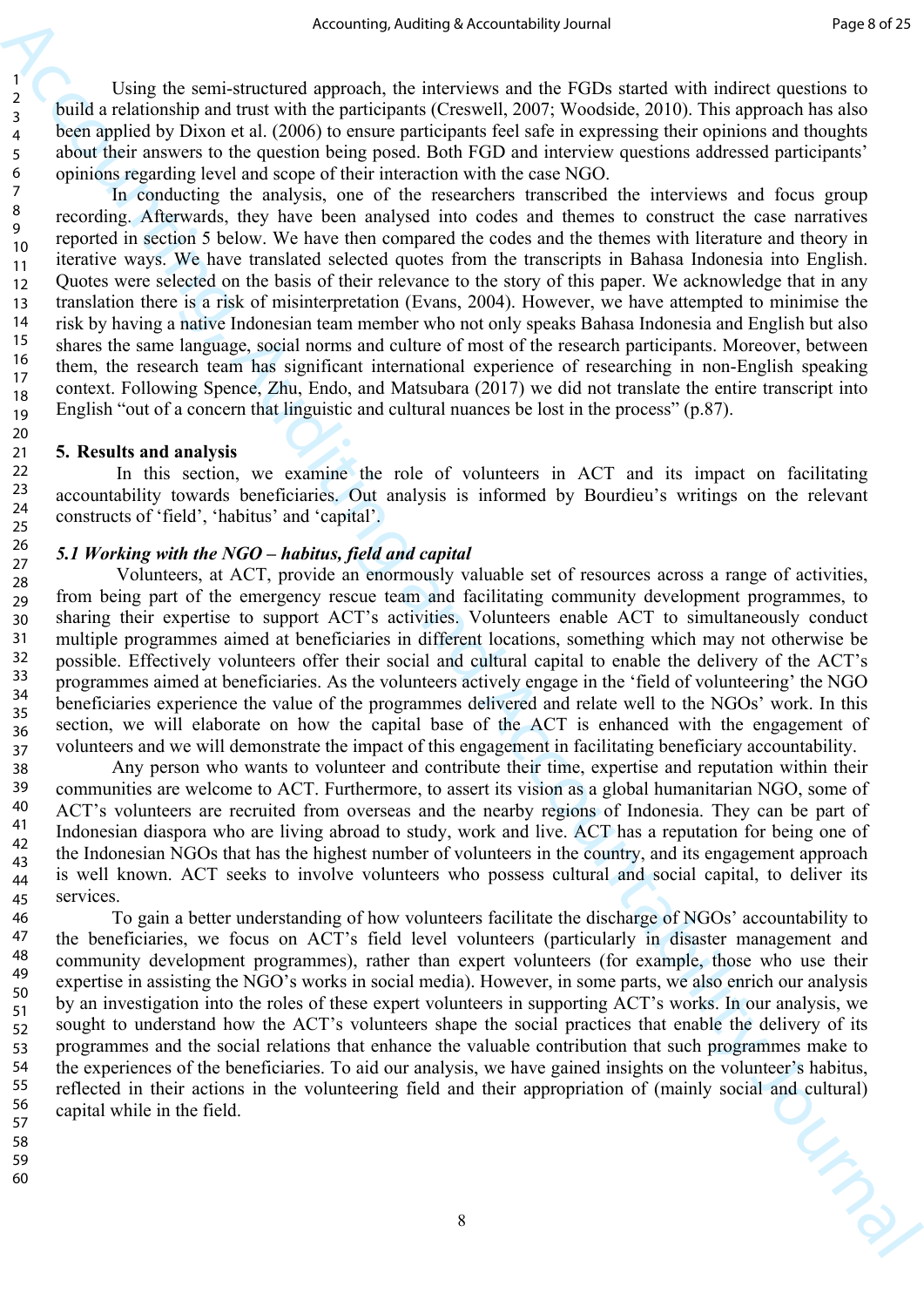Using the semi-structured approach, the interviews and the FGDs started with indirect questions to build a relationship and trust with the participants (Creswell, 2007; Woodside, 2010). This approach has also been applied by Dixon et al. (2006) to ensure participants feel safe in expressing their opinions and thoughts about their answers to the question being posed. Both FGD and interview questions addressed participants' opinions regarding level and scope of their interaction with the case NGO.

In conducting the analysis, one of the researchers transcribed the interviews and focus group recording. Afterwards, they have been analysed into codes and themes to construct the case narratives reported in section 5 below. We have then compared the codes and the themes with literature and theory in iterative ways. We have translated selected quotes from the transcripts in Bahasa Indonesia into English. Quotes were selected on the basis of their relevance to the story of this paper. We acknowledge that in any translation there is a risk of misinterpretation (Evans, 2004). However, we have attempted to minimise the risk by having a native Indonesian team member who not only speaks Bahasa Indonesia and English but also shares the same language, social norms and culture of most of the research participants. Moreover, between them, the research team has significant international experience of researching in non-English speaking context. Following Spence, Zhu, Endo, and Matsubara (2017) we did not translate the entire transcript into English "out of a concern that linguistic and cultural nuances be lost in the process" (p.87).

## 5. Results and analysis

In this section, we examine the role of volunteers in ACT and its impact on facilitating accountability towards beneficiaries. Out analysis is informed by Bourdieu's writings on the relevant constructs of 'field', 'habitus' and 'capital'.

### *5.1 Working with the NGO – habitus, field and capital*

Volunteers, at ACT, provide an enormously valuable set of resources across a range of activities, from being part of the emergency rescue team and facilitating community development programmes, to sharing their expertise to support ACT's activities. Volunteers enable ACT to simultaneously conduct multiple programmes aimed at beneficiaries in different locations, something which may not otherwise be possible. Effectively volunteers offer their social and cultural capital to enable the delivery of the ACT's programmes aimed at beneficiaries. As the volunteers actively engage in the 'field of volunteering' the NGO beneficiaries experience the value of the programmes delivered and relate well to the NGOs' work. In this section, we will elaborate on how the capital base of the ACT is enhanced with the engagement of volunteers and we will demonstrate the impact of this engagement in facilitating beneficiary accountability.

Any person who wants to volunteer and contribute their time, expertise and reputation within their communities are welcome to ACT. Furthermore, to assert its vision as a global humanitarian NGO, some of ACT's volunteers are recruited from overseas and the nearby regions of Indonesia. They can be part of Indonesian diaspora who are living abroad to study, work and live. ACT has a reputation for being one of the Indonesian NGOs that has the highest number of volunteers in the country, and its engagement approach is well known. ACT seeks to involve volunteers who possess cultural and social capital, to deliver its services.

To gain a better understanding of how volunteers facilitate the discharge of NGOs' accountability to the beneficiaries, we focus on ACT's field level volunteers (particularly in disaster management and community development programmes), rather than expert volunteers (for example, those who use their expertise in assisting the NGO's works in social media). However, in some parts, we also enrich our analysis by an investigation into the roles of these expert volunteers in supporting ACT's works. In our analysis, we sought to understand how the ACT's volunteers shape the social practices that enable the delivery of its programmes and the social relations that enhance the valuable contribution that such programmes make to the experiences of the beneficiaries. To aid our analysis, we have gained insights on the volunteer's habitus, reflected in their actions in the volunteering field and their appropriation of (mainly social and cultural) capital while in the field.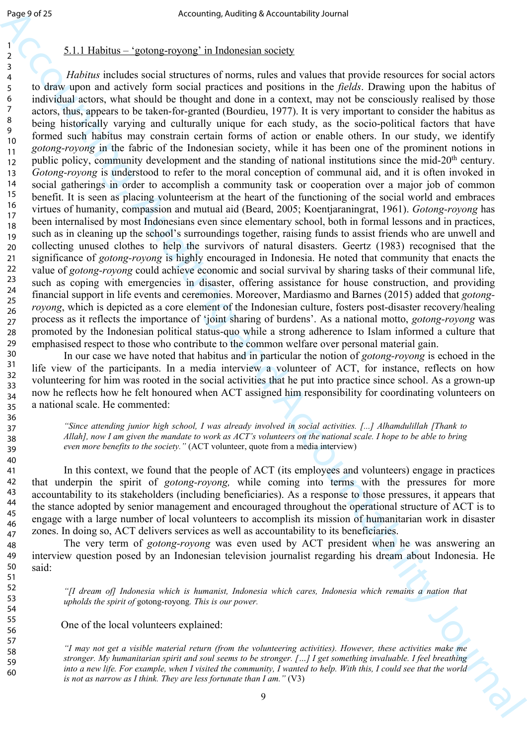#### 5.1.1 Habitus – ‘gotong-royong’ in Indonesian society

*Habitus* includes social structures of norms, rules and values that provide resources for social actors to draw upon and actively form social practices and positions in the *fields*. Drawing upon the habitus of individual actors, what should be thought and done in a context, may not be consciously realised by those actors, thus, appears to be taken-for-granted (Bourdieu, 1977). It is very important to consider the habitus as being historically varying and culturally unique for each study, as the socio-political factors that have formed such habitus may constrain certain forms of action or enable others. In our study, we identify *gotong-royong* in the fabric of the Indonesian society, while it has been one of the prominent notions in public policy, community development and the standing of national institutions since the mid-20th century. *Gotong-royong* is understood to refer to the moral conception of communal aid, and it is often invoked in social gatherings in order to accomplish a community task or cooperation over a major job of common benefit. It is seen as placing volunteerism at the heart of the functioning of the social world and embraces virtues of humanity, compassion and mutual aid (Beard, 2005; Koentjaraningrat, 1961). *Gotong-royong* has been internalised by most Indonesians even since elementary school, both in formal lessons and in practices, such as in cleaning up the school’s surroundings together, raising funds to assist friends who are unwell and collecting unused clothes to help the survivors of natural disasters. Geertz (1983) recognised that the significance of *gotong-royong* is highly encouraged in Indonesia. He noted that community that enacts the value of *gotong-royong* could achieve economic and social survival by sharing tasks of their communal life, such as coping with emergencies in disaster, offering assistance for house construction, and providing financial support in life events and ceremonies. Moreover, Mardiasmo and Barnes (2015) added that *gotong-royong*, which is depicted as a core element of the Indonesian culture, fosters post-disaster recovery/healing process as it reflects the importance of ‘joint sharing of burdens’. As a national motto, *gotong-royong* was promoted by the Indonesian political status-quo while a strong adherence to Islam informed a culture that emphasised respect to those who contribute to the common welfare over personal material gain.

In our case we have noted that habitus and in particular the notion of *gotong-royong* is echoed in the life view of the participants. In a media interview a volunteer of ACT, for instance, reflects on how volunteering for him was rooted in the social activities that he put into practice since school. As a grown-up now he reflects how he felt honoured when ACT assigned him responsibility for coordinating volunteers on a national scale. He commented:

> *“Since attending junior high school, I was already involved in social activities. [...] Alhamdulillah [Thank to Allah], now I am given the mandate to work as ACT’s volunteers on the national scale. I hope to be able to bring even more benefits to the society.”* (ACT volunteer, quote from a media interview)

In this context, we found that the people of ACT (its employees and volunteers) engage in practices that underpin the spirit of *gotong-royong,* while coming into terms with the pressures for more accountability to its stakeholders (including beneficiaries). As a response to those pressures, it appears that the stance adopted by senior management and encouraged throughout the operational structure of ACT is to engage with a large number of local volunteers to accomplish its mission of humanitarian work in disaster zones. In doing so, ACT delivers services as well as accountability to its beneficiaries.

The very term of *gotong-royong* was even used by ACT president when he was answering an interview question posed by an Indonesian television journalist regarding his dream about Indonesia. He said:

> *“[I dream of] Indonesia which is humanist, Indonesia which cares, Indonesia which remains a nation that upholds the spirit of* gotong-royong*. This is our power.*

One of the local volunteers explained:

> *“I may not get a visible material return (from the volunteering activities). However, these activities make me stronger. My humanitarian spirit and soul seems to be stronger. […] I get something invaluable. I feel breathing into a new life. For example, when I visited the community, I wanted to help. With this, I could see that the world is not as narrow as I think. They are less fortunate than I am.”* (V3)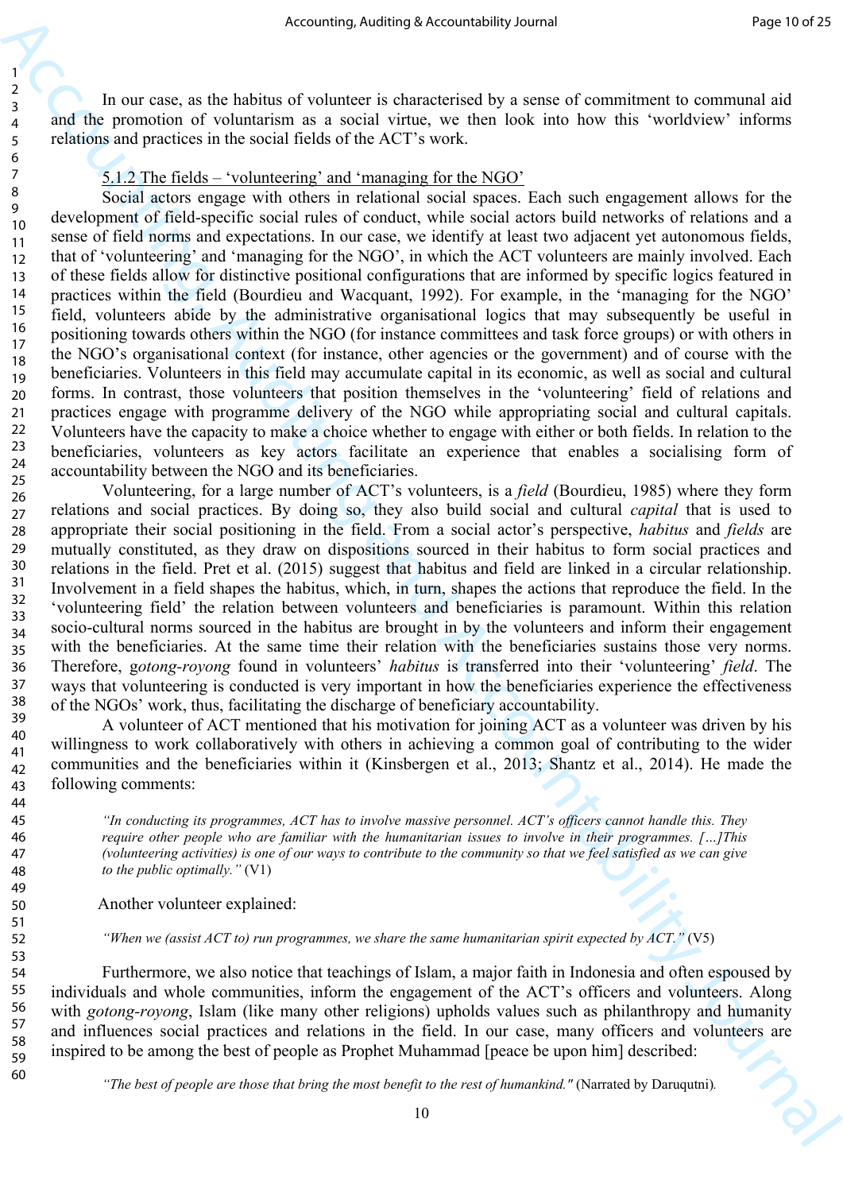In our case, as the habitus of volunteer is characterised by a sense of commitment to communal aid and the promotion of voluntarism as a social virtue, we then look into how this 'worldview' informs relations and practices in the social fields of the ACT's work.

### 5.1.2 The fields – 'volunteering' and 'managing for the NGO'

Social actors engage with others in relational social spaces. Each such engagement allows for the development of field-specific social rules of conduct, while social actors build networks of relations and a sense of field norms and expectations. In our case, we identify at least two adjacent yet autonomous fields, that of 'volunteering' and 'managing for the NGO', in which the ACT volunteers are mainly involved. Each of these fields allow for distinctive positional configurations that are informed by specific logics featured in practices within the field (Bourdieu and Wacquant, 1992). For example, in the 'managing for the NGO' field, volunteers abide by the administrative organisational logics that may subsequently be useful in positioning towards others within the NGO (for instance committees and task force groups) or with others in the NGO's organisational context (for instance, other agencies or the government) and of course with the beneficiaries. Volunteers in this field may accumulate capital in its economic, as well as social and cultural forms. In contrast, those volunteers that position themselves in the 'volunteering' field of relations and practices engage with programme delivery of the NGO while appropriating social and cultural capitals. Volunteers have the capacity to make a choice whether to engage with either or both fields. In relation to the beneficiaries, volunteers as key actors facilitate an experience that enables a socialising form of accountability between the NGO and its beneficiaries.

Volunteering, for a large number of ACT's volunteers, is a *field* (Bourdieu, 1985) where they form relations and social practices. By doing so, they also build social and cultural *capital* that is used to appropriate their social positioning in the field. From a social actor's perspective, *habitus* and *fields* are mutually constituted, as they draw on dispositions sourced in their habitus to form social practices and relations in the field. Pret et al. (2015) suggest that habitus and field are linked in a circular relationship. Involvement in a field shapes the habitus, which, in turn, shapes the actions that reproduce the field. In the 'volunteering field' the relation between volunteers and beneficiaries is paramount. Within this relation socio-cultural norms sourced in the habitus are brought in by the volunteers and inform their engagement with the beneficiaries. At the same time their relation with the beneficiaries sustains those very norms. Therefore, *gotong-royong* found in volunteers' *habitus* is transferred into their 'volunteering' *field*. The ways that volunteering is conducted is very important in how the beneficiaries experience the effectiveness of the NGOs' work, thus, facilitating the discharge of beneficiary accountability.

A volunteer of ACT mentioned that his motivation for joining ACT as a volunteer was driven by his willingness to work collaboratively with others in achieving a common goal of contributing to the wider communities and the beneficiaries within it (Kinsbergen et al., 2013; Shantz et al., 2014). He made the following comments:

> *"In conducting its programmes, ACT has to involve massive personnel. ACT's officers cannot handle this. They require other people who are familiar with the humanitarian issues to involve in their programmes. […]This (volunteering activities) is one of our ways to contribute to the community so that we feel satisfied as we can give to the public optimally."* (V1)

Another volunteer explained:

> *"When we (assist ACT to) run programmes, we share the same humanitarian spirit expected by ACT."* (V5)

Furthermore, we also notice that teachings of Islam, a major faith in Indonesia and often espoused by individuals and whole communities, inform the engagement of the ACT's officers and volunteers. Along with *gotong-royong*, Islam (like many other religions) upholds values such as philanthropy and humanity and influences social practices and relations in the field. In our case, many officers and volunteers are inspired to be among the best of people as Prophet Muhammad [peace be upon him] described:

> *"The best of people are those that bring the most benefit to the rest of humankind."* (Narrated by Daruqutni).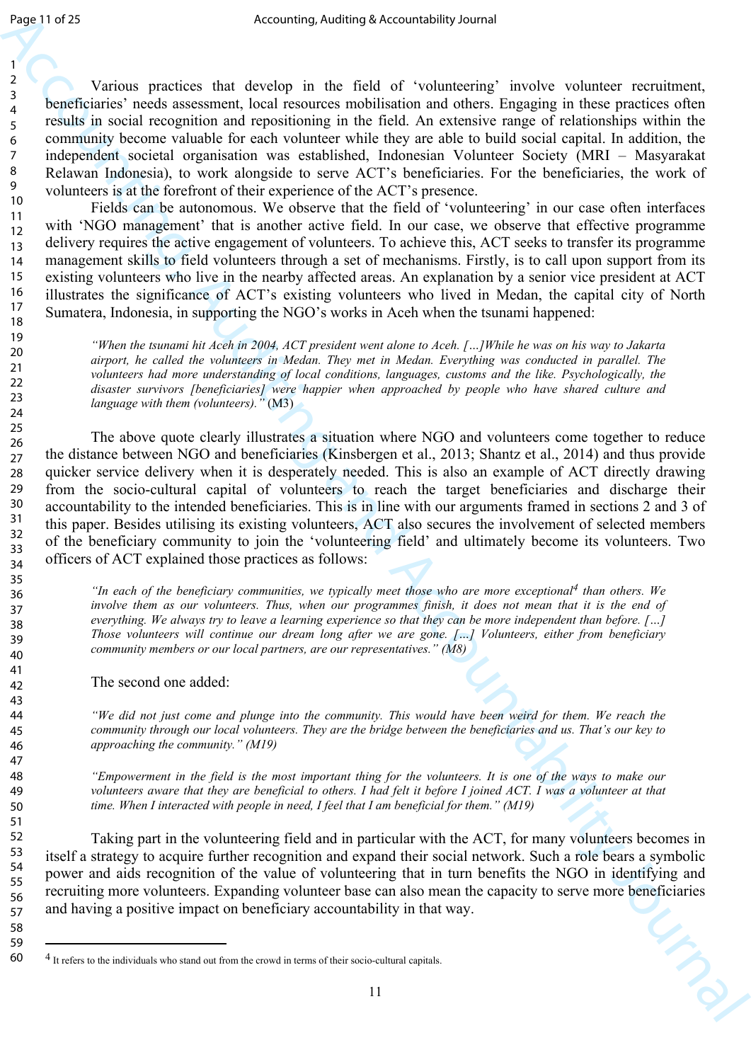Various practices that develop in the field of 'volunteering' involve volunteer recruitment, beneficiaries' needs assessment, local resources mobilisation and others. Engaging in these practices often results in social recognition and repositioning in the field. An extensive range of relationships within the community become valuable for each volunteer while they are able to build social capital. In addition, the independent societal organisation was established, Indonesian Volunteer Society (MRI – Masyarakat Relawan Indonesia), to work alongside to serve ACT's beneficiaries. For the beneficiaries, the work of volunteers is at the forefront of their experience of the ACT's presence.

Fields can be autonomous. We observe that the field of 'volunteering' in our case often interfaces with 'NGO management' that is another active field. In our case, we observe that effective programme delivery requires the active engagement of volunteers. To achieve this, ACT seeks to transfer its programme management skills to field volunteers through a set of mechanisms. Firstly, is to call upon support from its existing volunteers who live in the nearby affected areas. An explanation by a senior vice president at ACT illustrates the significance of ACT's existing volunteers who lived in Medan, the capital city of North Sumatera, Indonesia, in supporting the NGO's works in Aceh when the tsunami happened:

> *"When the tsunami hit Aceh in 2004, ACT president went alone to Aceh. […]While he was on his way to Jakarta airport, he called the volunteers in Medan. They met in Medan. Everything was conducted in parallel. The volunteers had more understanding of local conditions, languages, customs and the like. Psychologically, the disaster survivors [beneficiaries] were happier when approached by people who have shared culture and language with them (volunteers)."* (M3)

The above quote clearly illustrates a situation where NGO and volunteers come together to reduce the distance between NGO and beneficiaries (Kinsbergen et al., 2013; Shantz et al., 2014) and thus provide quicker service delivery when it is desperately needed. This is also an example of ACT directly drawing from the socio-cultural capital of volunteers to reach the target beneficiaries and discharge their accountability to the intended beneficiaries. This is in line with our arguments framed in sections 2 and 3 of this paper. Besides utilising its existing volunteers, ACT also secures the involvement of selected members of the beneficiary community to join the 'volunteering field' and ultimately become its volunteers. Two officers of ACT explained those practices as follows:

> *"In each of the beneficiary communities, we typically meet those who are more exceptional[4] than others. We involve them as our volunteers. Thus, when our programmes finish, it does not mean that it is the end of everything. We always try to leave a learning experience so that they can be more independent than before. […] Those volunteers will continue our dream long after we are gone. […] Volunteers, either from beneficiary community members or our local partners, are our representatives." (M8)*

The second one added:

> *"We did not just come and plunge into the community. This would have been weird for them. We reach the community through our local volunteers. They are the bridge between the beneficiaries and us. That's our key to approaching the community." (M19)*

> *"Empowerment in the field is the most important thing for the volunteers. It is one of the ways to make our volunteers aware that they are beneficial to others. I had felt it before I joined ACT. I was a volunteer at that time. When I interacted with people in need, I feel that I am beneficial for them." (M19)*

Taking part in the volunteering field and in particular with the ACT, for many volunteers becomes in itself a strategy to acquire further recognition and expand their social network. Such a role bears a symbolic power and aids recognition of the value of volunteering that in turn benefits the NGO in identifying and recruiting more volunteers. Expanding volunteer base can also mean the capacity to serve more beneficiaries and having a positive impact on beneficiary accountability in that way.

---

[4] It refers to the individuals who stand out from the crowd in terms of their socio-cultural capitals.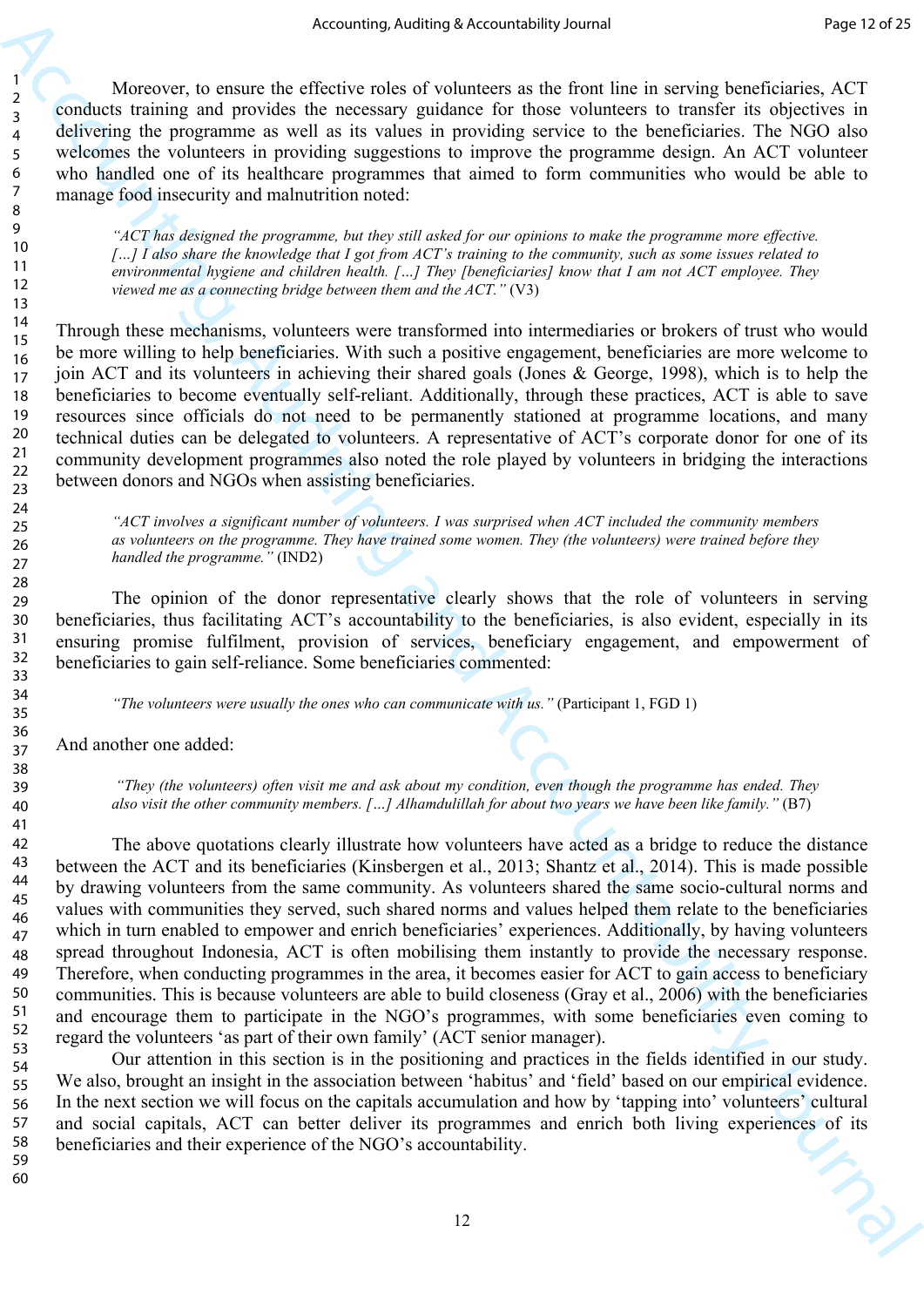Moreover, to ensure the effective roles of volunteers as the front line in serving beneficiaries, ACT conducts training and provides the necessary guidance for those volunteers to transfer its objectives in delivering the programme as well as its values in providing service to the beneficiaries. The NGO also welcomes the volunteers in providing suggestions to improve the programme design. An ACT volunteer who handled one of its healthcare programmes that aimed to form communities who would be able to manage food insecurity and malnutrition noted:

> *"ACT has designed the programme, but they still asked for our opinions to make the programme more effective. […] I also share the knowledge that I got from ACT's training to the community, such as some issues related to environmental hygiene and children health. […] They [beneficiaries] know that I am not ACT employee. They viewed me as a connecting bridge between them and the ACT."* (V3)

Through these mechanisms, volunteers were transformed into intermediaries or brokers of trust who would be more willing to help beneficiaries. With such a positive engagement, beneficiaries are more welcome to join ACT and its volunteers in achieving their shared goals (Jones & George, 1998), which is to help the beneficiaries to become eventually self-reliant. Additionally, through these practices, ACT is able to save resources since officials do not need to be permanently stationed at programme locations, and many technical duties can be delegated to volunteers. A representative of ACT's corporate donor for one of its community development programmes also noted the role played by volunteers in bridging the interactions between donors and NGOs when assisting beneficiaries.

> *"ACT involves a significant number of volunteers. I was surprised when ACT included the community members as volunteers on the programme. They have trained some women. They (the volunteers) were trained before they handled the programme."* (IND2)

The opinion of the donor representative clearly shows that the role of volunteers in serving beneficiaries, thus facilitating ACT's accountability to the beneficiaries, is also evident, especially in its ensuring promise fulfilment, provision of services, beneficiary engagement, and empowerment of beneficiaries to gain self-reliance. Some beneficiaries commented:

> *"The volunteers were usually the ones who can communicate with us."* (Participant 1, FGD 1)

And another one added:

> *"They (the volunteers) often visit me and ask about my condition, even though the programme has ended. They also visit the other community members. […] Alhamdulillah for about two years we have been like family."* (B7)

The above quotations clearly illustrate how volunteers have acted as a bridge to reduce the distance between the ACT and its beneficiaries (Kinsbergen et al., 2013; Shantz et al., 2014). This is made possible by drawing volunteers from the same community. As volunteers shared the same socio-cultural norms and values with communities they served, such shared norms and values helped them relate to the beneficiaries which in turn enabled to empower and enrich beneficiaries' experiences. Additionally, by having volunteers spread throughout Indonesia, ACT is often mobilising them instantly to provide the necessary response. Therefore, when conducting programmes in the area, it becomes easier for ACT to gain access to beneficiary communities. This is because volunteers are able to build closeness (Gray et al., 2006) with the beneficiaries and encourage them to participate in the NGO's programmes, with some beneficiaries even coming to regard the volunteers 'as part of their own family' (ACT senior manager).

Our attention in this section is in the positioning and practices in the fields identified in our study. We also, brought an insight in the association between 'habitus' and 'field' based on our empirical evidence. In the next section we will focus on the capitals accumulation and how by 'tapping into' volunteers' cultural and social capitals, ACT can better deliver its programmes and enrich both living experiences of its beneficiaries and their experience of the NGO's accountability.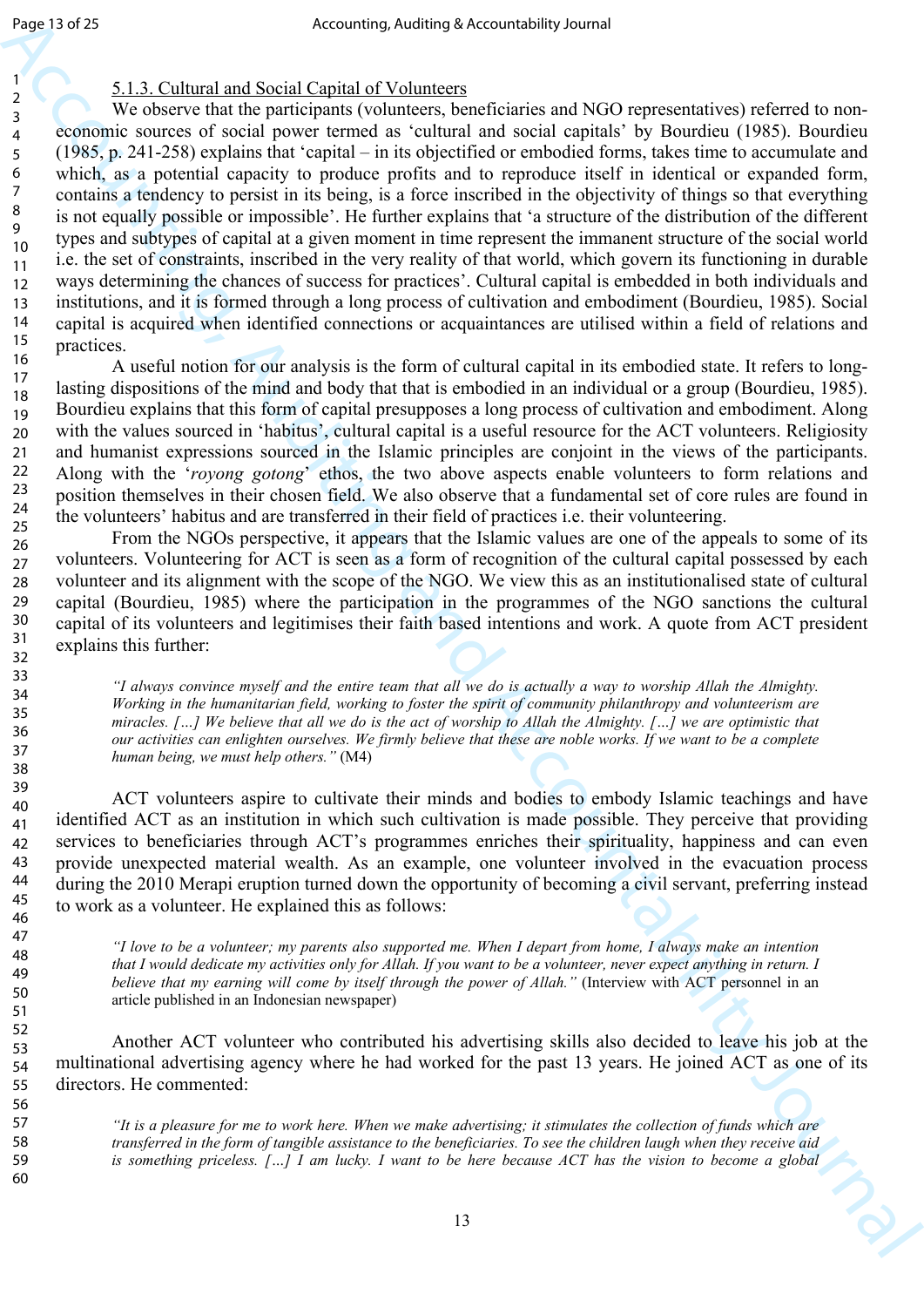### 5.1.3. Cultural and Social Capital of Volunteers

We observe that the participants (volunteers, beneficiaries and NGO representatives) referred to non-economic sources of social power termed as 'cultural and social capitals' by Bourdieu (1985). Bourdieu (1985, p. 241-258) explains that 'capital – in its objectified or embodied forms, takes time to accumulate and which, as a potential capacity to produce profits and to reproduce itself in identical or expanded form, contains a tendency to persist in its being, is a force inscribed in the objectivity of things so that everything is not equally possible or impossible'. He further explains that 'a structure of the distribution of the different types and subtypes of capital at a given moment in time represent the immanent structure of the social world i.e. the set of constraints, inscribed in the very reality of that world, which govern its functioning in durable ways determining the chances of success for practices'. Cultural capital is embedded in both individuals and institutions, and it is formed through a long process of cultivation and embodiment (Bourdieu, 1985). Social capital is acquired when identified connections or acquaintances are utilised within a field of relations and practices.

A useful notion for our analysis is the form of cultural capital in its embodied state. It refers to long-lasting dispositions of the mind and body that that is embodied in an individual or a group (Bourdieu, 1985). Bourdieu explains that this form of capital presupposes a long process of cultivation and embodiment. Along with the values sourced in 'habitus', cultural capital is a useful resource for the ACT volunteers. Religiosity and humanist expressions sourced in the Islamic principles are conjoint in the views of the participants. Along with the '*royong gotong*' ethos, the two above aspects enable volunteers to form relations and position themselves in their chosen field. We also observe that a fundamental set of core rules are found in the volunteers' habitus and are transferred in their field of practices i.e. their volunteering.

From the NGOs perspective, it appears that the Islamic values are one of the appeals to some of its volunteers. Volunteering for ACT is seen as a form of recognition of the cultural capital possessed by each volunteer and its alignment with the scope of the NGO. We view this as an institutionalised state of cultural capital (Bourdieu, 1985) where the participation in the programmes of the NGO sanctions the cultural capital of its volunteers and legitimises their faith based intentions and work. A quote from ACT president explains this further:

> *"I always convince myself and the entire team that all we do is actually a way to worship Allah the Almighty. Working in the humanitarian field, working to foster the spirit of community philanthropy and volunteerism are miracles. […] We believe that all we do is the act of worship to Allah the Almighty. […] we are optimistic that our activities can enlighten ourselves. We firmly believe that these are noble works. If we want to be a complete human being, we must help others."* (M4)

ACT volunteers aspire to cultivate their minds and bodies to embody Islamic teachings and have identified ACT as an institution in which such cultivation is made possible. They perceive that providing services to beneficiaries through ACT's programmes enriches their spirituality, happiness and can even provide unexpected material wealth. As an example, one volunteer involved in the evacuation process during the 2010 Merapi eruption turned down the opportunity of becoming a civil servant, preferring instead to work as a volunteer. He explained this as follows:

> *"I love to be a volunteer; my parents also supported me. When I depart from home, I always make an intention that I would dedicate my activities only for Allah. If you want to be a volunteer, never expect anything in return. I believe that my earning will come by itself through the power of Allah."* (Interview with ACT personnel in an article published in an Indonesian newspaper)

Another ACT volunteer who contributed his advertising skills also decided to leave his job at the multinational advertising agency where he had worked for the past 13 years. He joined ACT as one of its directors. He commented:

> *"It is a pleasure for me to work here. When we make advertising; it stimulates the collection of funds which are transferred in the form of tangible assistance to the beneficiaries. To see the children laugh when they receive aid is something priceless. […] I am lucky. I want to be here because ACT has the vision to become a global*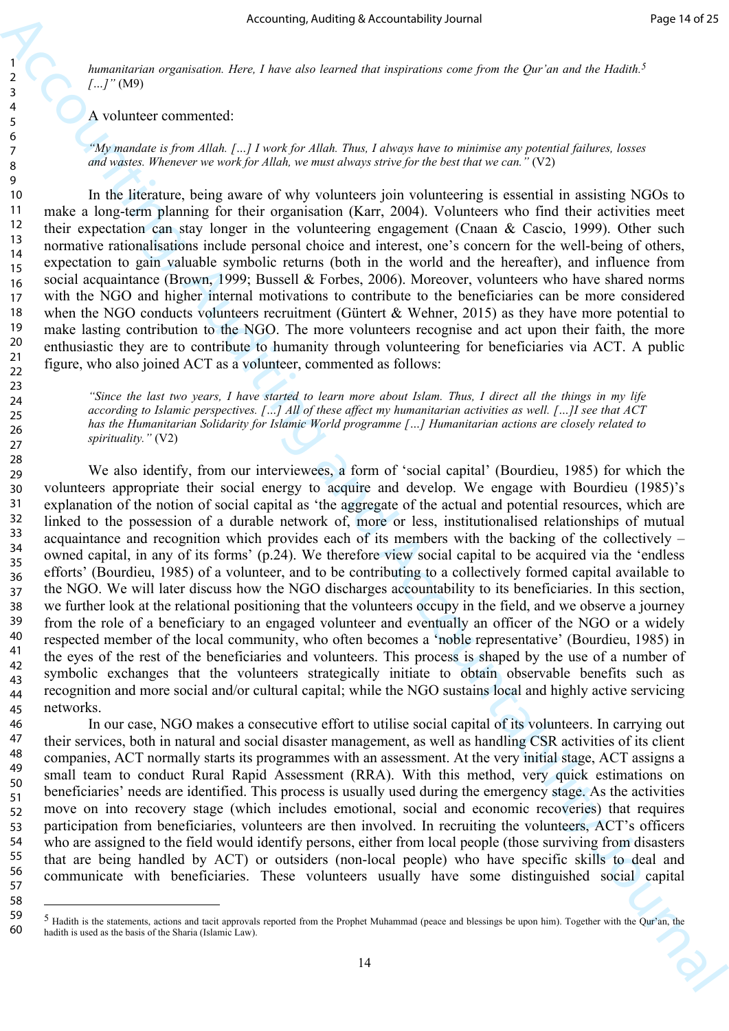*humanitarian organisation. Here, I have also learned that inspirations come from the Qur'an and the Hadith.[5] […]"* (M9)

A volunteer commented:

> *"My mandate is from Allah. […] I work for Allah. Thus, I always have to minimise any potential failures, losses and wastes. Whenever we work for Allah, we must always strive for the best that we can."* (V2)

In the literature, being aware of why volunteers join volunteering is essential in assisting NGOs to make a long-term planning for their organisation (Karr, 2004). Volunteers who find their activities meet their expectation can stay longer in the volunteering engagement (Cnaan & Cascio, 1999). Other such normative rationalisations include personal choice and interest, one's concern for the well-being of others, expectation to gain valuable symbolic returns (both in the world and the hereafter), and influence from social acquaintance (Brown, 1999; Bussell & Forbes, 2006). Moreover, volunteers who have shared norms with the NGO and higher internal motivations to contribute to the beneficiaries can be more considered when the NGO conducts volunteers recruitment (Güntert & Wehner, 2015) as they have more potential to make lasting contribution to the NGO. The more volunteers recognise and act upon their faith, the more enthusiastic they are to contribute to humanity through volunteering for beneficiaries via ACT. A public figure, who also joined ACT as a volunteer, commented as follows:

> *"Since the last two years, I have started to learn more about Islam. Thus, I direct all the things in my life according to Islamic perspectives. […] All of these affect my humanitarian activities as well. […]I see that ACT has the Humanitarian Solidarity for Islamic World programme […] Humanitarian actions are closely related to spirituality."* (V2)

We also identify, from our interviewees, a form of 'social capital' (Bourdieu, 1985) for which the volunteers appropriate their social energy to acquire and develop. We engage with Bourdieu (1985)'s explanation of the notion of social capital as 'the aggregate of the actual and potential resources, which are linked to the possession of a durable network of, more or less, institutionalised relationships of mutual acquaintance and recognition which provides each of its members with the backing of the collectively – owned capital, in any of its forms' (p.24). We therefore view social capital to be acquired via the 'endless efforts' (Bourdieu, 1985) of a volunteer, and to be contributing to a collectively formed capital available to the NGO. We will later discuss how the NGO discharges accountability to its beneficiaries. In this section, we further look at the relational positioning that the volunteers occupy in the field, and we observe a journey from the role of a beneficiary to an engaged volunteer and eventually an officer of the NGO or a widely respected member of the local community, who often becomes a 'noble representative' (Bourdieu, 1985) in the eyes of the rest of the beneficiaries and volunteers. This process is shaped by the use of a number of symbolic exchanges that the volunteers strategically initiate to obtain observable benefits such as recognition and more social and/or cultural capital; while the NGO sustains local and highly active servicing networks.

In our case, NGO makes a consecutive effort to utilise social capital of its volunteers. In carrying out their services, both in natural and social disaster management, as well as handling CSR activities of its client companies, ACT normally starts its programmes with an assessment. At the very initial stage, ACT assigns a small team to conduct Rural Rapid Assessment (RRA). With this method, very quick estimations on beneficiaries' needs are identified. This process is usually used during the emergency stage. As the activities move on into recovery stage (which includes emotional, social and economic recoveries) that requires participation from beneficiaries, volunteers are then involved. In recruiting the volunteers, ACT's officers who are assigned to the field would identify persons, either from local people (those surviving from disasters that are being handled by ACT) or outsiders (non-local people) who have specific skills to deal and communicate with beneficiaries. These volunteers usually have some distinguished social capital

---

[5] Hadith is the statements, actions and tacit approvals reported from the Prophet Muhammad (peace and blessings be upon him). Together with the Qur'an, the hadith is used as the basis of the Sharia (Islamic Law).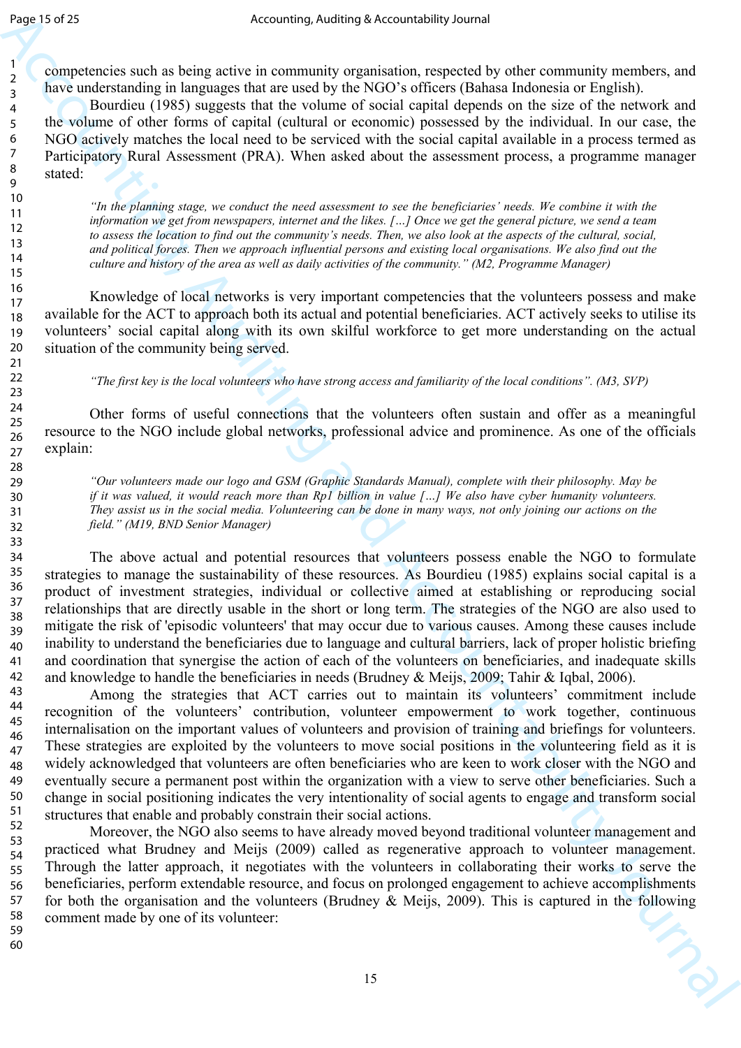competencies such as being active in community organisation, respected by other community members, and have understanding in languages that are used by the NGO's officers (Bahasa Indonesia or English).

Bourdieu (1985) suggests that the volume of social capital depends on the size of the network and the volume of other forms of capital (cultural or economic) possessed by the individual. In our case, the NGO actively matches the local need to be serviced with the social capital available in a process termed as Participatory Rural Assessment (PRA). When asked about the assessment process, a programme manager stated:

> *"In the planning stage, we conduct the need assessment to see the beneficiaries' needs. We combine it with the information we get from newspapers, internet and the likes. […] Once we get the general picture, we send a team to assess the location to find out the community's needs. Then, we also look at the aspects of the cultural, social, and political forces. Then we approach influential persons and existing local organisations. We also find out the culture and history of the area as well as daily activities of the community." (M2, Programme Manager)*

Knowledge of local networks is very important competencies that the volunteers possess and make available for the ACT to approach both its actual and potential beneficiaries. ACT actively seeks to utilise its volunteers' social capital along with its own skilful workforce to get more understanding on the actual situation of the community being served.

> *"The first key is the local volunteers who have strong access and familiarity of the local conditions". (M3, SVP)*

Other forms of useful connections that the volunteers often sustain and offer as a meaningful resource to the NGO include global networks, professional advice and prominence. As one of the officials explain:

> *"Our volunteers made our logo and GSM (Graphic Standards Manual), complete with their philosophy. May be if it was valued, it would reach more than Rp1 billion in value […] We also have cyber humanity volunteers. They assist us in the social media. Volunteering can be done in many ways, not only joining our actions on the field." (M19, BND Senior Manager)*

The above actual and potential resources that volunteers possess enable the NGO to formulate strategies to manage the sustainability of these resources. As Bourdieu (1985) explains social capital is a product of investment strategies, individual or collective aimed at establishing or reproducing social relationships that are directly usable in the short or long term. The strategies of the NGO are also used to mitigate the risk of 'episodic volunteers' that may occur due to various causes. Among these causes include inability to understand the beneficiaries due to language and cultural barriers, lack of proper holistic briefing and coordination that synergise the action of each of the volunteers on beneficiaries, and inadequate skills and knowledge to handle the beneficiaries in needs (Brudney & Meijs, 2009; Tahir & Iqbal, 2006).

Among the strategies that ACT carries out to maintain its volunteers' commitment include recognition of the volunteers' contribution, volunteer empowerment to work together, continuous internalisation on the important values of volunteers and provision of training and briefings for volunteers. These strategies are exploited by the volunteers to move social positions in the volunteering field as it is widely acknowledged that volunteers are often beneficiaries who are keen to work closer with the NGO and eventually secure a permanent post within the organization with a view to serve other beneficiaries. Such a change in social positioning indicates the very intentionality of social agents to engage and transform social structures that enable and probably constrain their social actions.

Moreover, the NGO also seems to have already moved beyond traditional volunteer management and practiced what Brudney and Meijs (2009) called as regenerative approach to volunteer management. Through the latter approach, it negotiates with the volunteers in collaborating their works to serve the beneficiaries, perform extendable resource, and focus on prolonged engagement to achieve accomplishments for both the organisation and the volunteers (Brudney & Meijs, 2009). This is captured in the following comment made by one of its volunteer: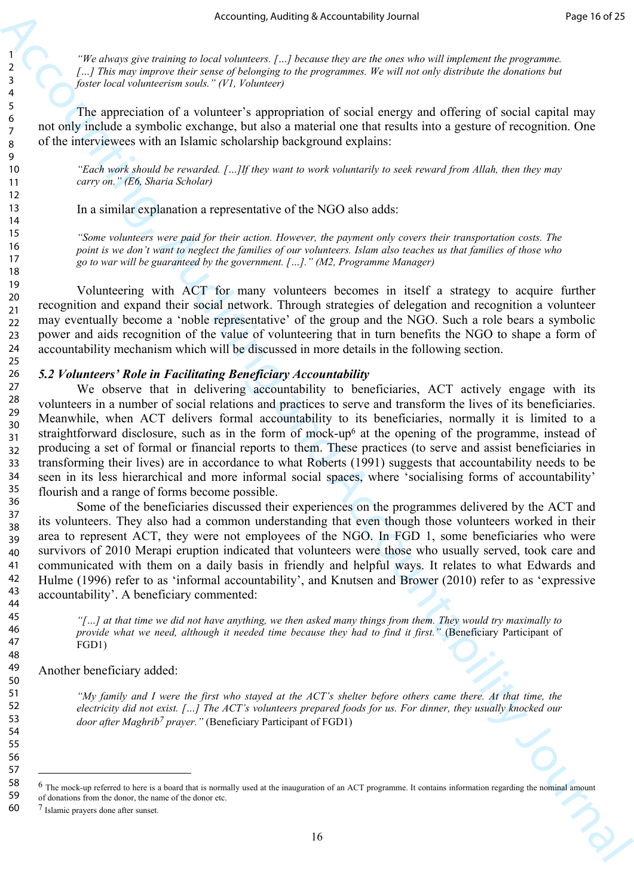*"We always give training to local volunteers. […] because they are the ones who will implement the programme. […] This may improve their sense of belonging to the programmes. We will not only distribute the donations but foster local volunteerism souls." (V1, Volunteer)*

The appreciation of a volunteer's appropriation of social energy and offering of social capital may not only include a symbolic exchange, but also a material one that results into a gesture of recognition. One of the interviewees with an Islamic scholarship background explains:

*"Each work should be rewarded. […]If they want to work voluntarily to seek reward from Allah, then they may carry on." (E6, Sharia Scholar)*

In a similar explanation a representative of the NGO also adds:

*"Some volunteers were paid for their action. However, the payment only covers their transportation costs. The point is we don't want to neglect the families of our volunteers. Islam also teaches us that families of those who go to war will be guaranteed by the government. […]." (M2, Programme Manager)*

Volunteering with ACT for many volunteers becomes in itself a strategy to acquire further recognition and expand their social network. Through strategies of delegation and recognition a volunteer may eventually become a 'noble representative' of the group and the NGO. Such a role bears a symbolic power and aids recognition of the value of volunteering that in turn benefits the NGO to shape a form of accountability mechanism which will be discussed in more details in the following section.

### *5.2 Volunteers' Role in Facilitating Beneficiary Accountability*

We observe that in delivering accountability to beneficiaries, ACT actively engage with its volunteers in a number of social relations and practices to serve and transform the lives of its beneficiaries. Meanwhile, when ACT delivers formal accountability to its beneficiaries, normally it is limited to a straightforward disclosure, such as in the form of mock-up[6] at the opening of the programme, instead of producing a set of formal or financial reports to them. These practices (to serve and assist beneficiaries in transforming their lives) are in accordance to what Roberts (1991) suggests that accountability needs to be seen in its less hierarchical and more informal social spaces, where 'socialising forms of accountability' flourish and a range of forms become possible.

Some of the beneficiaries discussed their experiences on the programmes delivered by the ACT and its volunteers. They also had a common understanding that even though those volunteers worked in their area to represent ACT, they were not employees of the NGO. In FGD 1, some beneficiaries who were survivors of 2010 Merapi eruption indicated that volunteers were those who usually served, took care and communicated with them on a daily basis in friendly and helpful ways. It relates to what Edwards and Hulme (1996) refer to as 'informal accountability', and Knutsen and Brower (2010) refer to as 'expressive accountability'. A beneficiary commented:

*"[…] at that time we did not have anything, we then asked many things from them. They would try maximally to provide what we need, although it needed time because they had to find it first."* (Beneficiary Participant of FGD1)

Another beneficiary added:

*"My family and I were the first who stayed at the ACT's shelter before others came there. At that time, the electricity did not exist. […] The ACT's volunteers prepared foods for us. For dinner, they usually knocked our door after Maghrib[7] prayer."* (Beneficiary Participant of FGD1)

---

[6] The mock-up referred to here is a board that is normally used at the inauguration of an ACT programme. It contains information regarding the nominal amount of donations from the donor, the name of the donor etc.

[7] Islamic prayers done after sunset.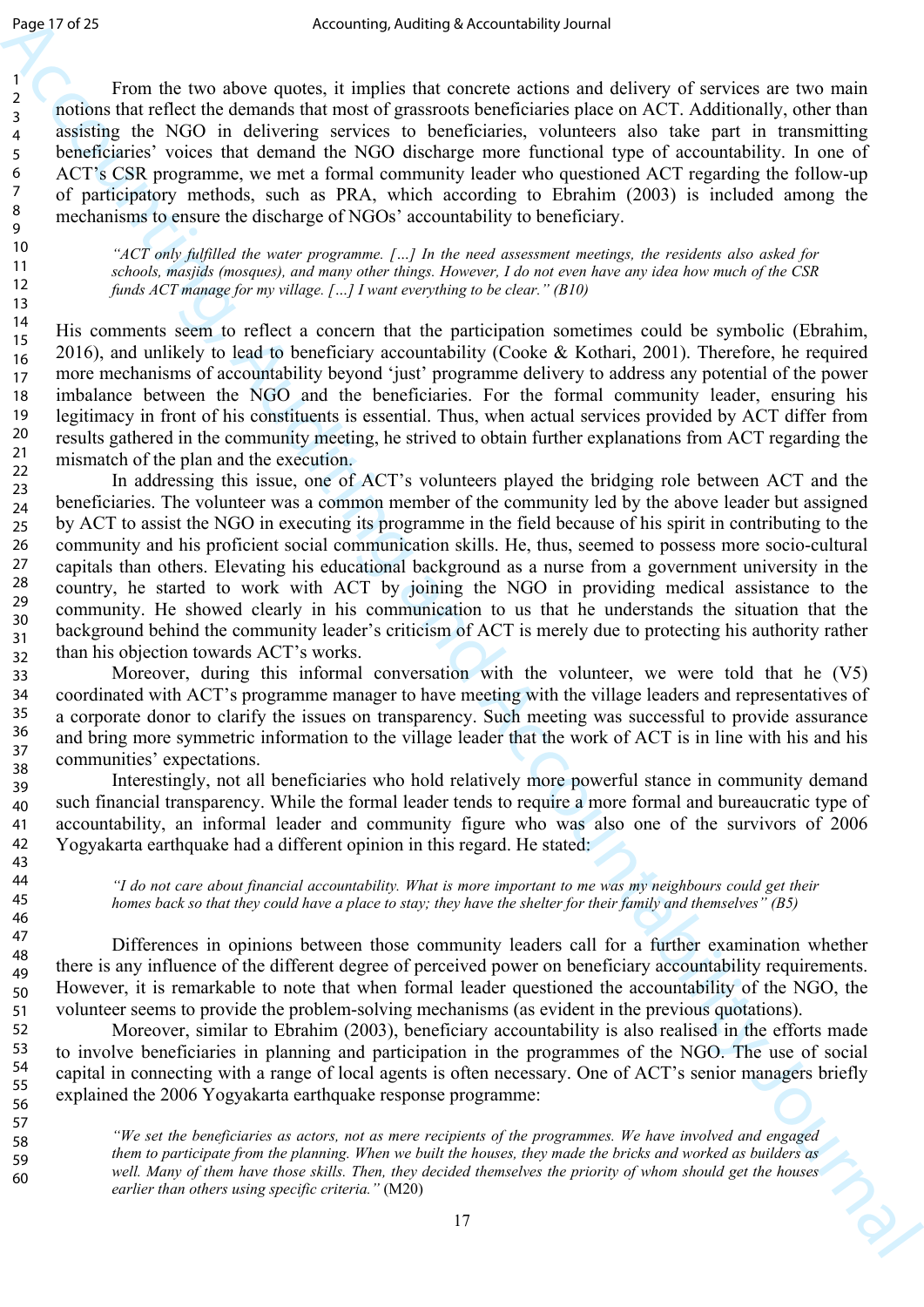From the two above quotes, it implies that concrete actions and delivery of services are two main notions that reflect the demands that most of grassroots beneficiaries place on ACT. Additionally, other than assisting the NGO in delivering services to beneficiaries, volunteers also take part in transmitting beneficiaries' voices that demand the NGO discharge more functional type of accountability. In one of ACT's CSR programme, we met a formal community leader who questioned ACT regarding the follow-up of participatory methods, such as PRA, which according to Ebrahim (2003) is included among the mechanisms to ensure the discharge of NGOs' accountability to beneficiary.

> *"ACT only fulfilled the water programme. […] In the need assessment meetings, the residents also asked for schools, masjids (mosques), and many other things. However, I do not even have any idea how much of the CSR funds ACT manage for my village. […] I want everything to be clear." (B10)*

His comments seem to reflect a concern that the participation sometimes could be symbolic (Ebrahim, 2016), and unlikely to lead to beneficiary accountability (Cooke & Kothari, 2001). Therefore, he required more mechanisms of accountability beyond 'just' programme delivery to address any potential of the power imbalance between the NGO and the beneficiaries. For the formal community leader, ensuring his legitimacy in front of his constituents is essential. Thus, when actual services provided by ACT differ from results gathered in the community meeting, he strived to obtain further explanations from ACT regarding the mismatch of the plan and the execution.

In addressing this issue, one of ACT's volunteers played the bridging role between ACT and the beneficiaries. The volunteer was a common member of the community led by the above leader but assigned by ACT to assist the NGO in executing its programme in the field because of his spirit in contributing to the community and his proficient social communication skills. He, thus, seemed to possess more socio-cultural capitals than others. Elevating his educational background as a nurse from a government university in the country, he started to work with ACT by joining the NGO in providing medical assistance to the community. He showed clearly in his communication to us that he understands the situation that the background behind the community leader's criticism of ACT is merely due to protecting his authority rather than his objection towards ACT's works.

Moreover, during this informal conversation with the volunteer, we were told that he (V5) coordinated with ACT's programme manager to have meeting with the village leaders and representatives of a corporate donor to clarify the issues on transparency. Such meeting was successful to provide assurance and bring more symmetric information to the village leader that the work of ACT is in line with his and his communities' expectations.

Interestingly, not all beneficiaries who hold relatively more powerful stance in community demand such financial transparency. While the formal leader tends to require a more formal and bureaucratic type of accountability, an informal leader and community figure who was also one of the survivors of 2006 Yogyakarta earthquake had a different opinion in this regard. He stated:

> *"I do not care about financial accountability. What is more important to me was my neighbours could get their homes back so that they could have a place to stay; they have the shelter for their family and themselves" (B5)*

Differences in opinions between those community leaders call for a further examination whether there is any influence of the different degree of perceived power on beneficiary accountability requirements. However, it is remarkable to note that when formal leader questioned the accountability of the NGO, the volunteer seems to provide the problem-solving mechanisms (as evident in the previous quotations).

Moreover, similar to Ebrahim (2003), beneficiary accountability is also realised in the efforts made to involve beneficiaries in planning and participation in the programmes of the NGO. The use of social capital in connecting with a range of local agents is often necessary. One of ACT's senior managers briefly explained the 2006 Yogyakarta earthquake response programme:

> *"We set the beneficiaries as actors, not as mere recipients of the programmes. We have involved and engaged them to participate from the planning. When we built the houses, they made the bricks and worked as builders as well. Many of them have those skills. Then, they decided themselves the priority of whom should get the houses earlier than others using specific criteria."* (M20)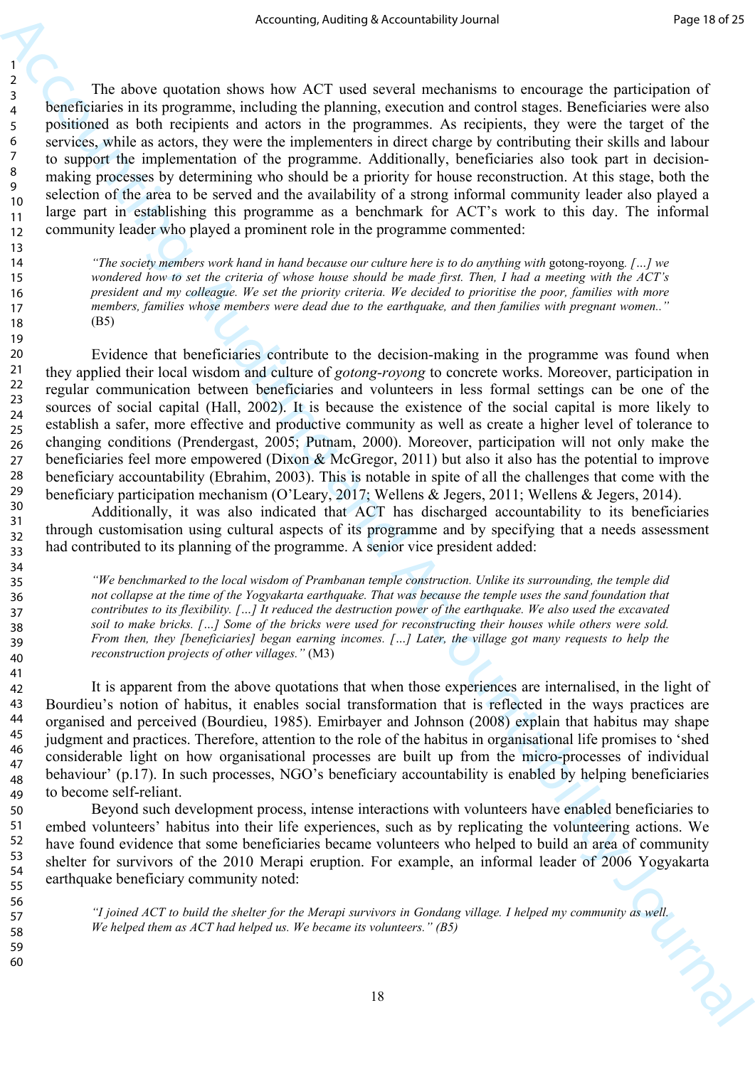The above quotation shows how ACT used several mechanisms to encourage the participation of beneficiaries in its programme, including the planning, execution and control stages. Beneficiaries were also positioned as both recipients and actors in the programmes. As recipients, they were the target of the services, while as actors, they were the implementers in direct charge by contributing their skills and labour to support the implementation of the programme. Additionally, beneficiaries also took part in decision-making processes by determining who should be a priority for house reconstruction. At this stage, both the selection of the area to be served and the availability of a strong informal community leader also played a large part in establishing this programme as a benchmark for ACT's work to this day. The informal community leader who played a prominent role in the programme commented:

> *"The society members work hand in hand because our culture here is to do anything with* gotong-royong*. […] we wondered how to set the criteria of whose house should be made first. Then, I had a meeting with the ACT's president and my colleague. We set the priority criteria. We decided to prioritise the poor, families with more members, families whose members were dead due to the earthquake, and then families with pregnant women.."* (B5)

Evidence that beneficiaries contribute to the decision-making in the programme was found when they applied their local wisdom and culture of *gotong-royong* to concrete works. Moreover, participation in regular communication between beneficiaries and volunteers in less formal settings can be one of the sources of social capital (Hall, 2002). It is because the existence of the social capital is more likely to establish a safer, more effective and productive community as well as create a higher level of tolerance to changing conditions (Prendergast, 2005; Putnam, 2000). Moreover, participation will not only make the beneficiaries feel more empowered (Dixon & McGregor, 2011) but also it also has the potential to improve beneficiary accountability (Ebrahim, 2003). This is notable in spite of all the challenges that come with the beneficiary participation mechanism (O'Leary, 2017; Wellens & Jegers, 2011; Wellens & Jegers, 2014).

Additionally, it was also indicated that ACT has discharged accountability to its beneficiaries through customisation using cultural aspects of its programme and by specifying that a needs assessment had contributed to its planning of the programme. A senior vice president added:

> *"We benchmarked to the local wisdom of Prambanan temple construction. Unlike its surrounding, the temple did not collapse at the time of the Yogyakarta earthquake. That was because the temple uses the sand foundation that contributes to its flexibility. […] It reduced the destruction power of the earthquake. We also used the excavated soil to make bricks. […] Some of the bricks were used for reconstructing their houses while others were sold. From then, they [beneficiaries] began earning incomes. […] Later, the village got many requests to help the reconstruction projects of other villages."* (M3)

It is apparent from the above quotations that when those experiences are internalised, in the light of Bourdieu's notion of habitus, it enables social transformation that is reflected in the ways practices are organised and perceived (Bourdieu, 1985). Emirbayer and Johnson (2008) explain that habitus may shape judgment and practices. Therefore, attention to the role of the habitus in organisational life promises to 'shed considerable light on how organisational processes are built up from the micro-processes of individual behaviour' (p.17). In such processes, NGO's beneficiary accountability is enabled by helping beneficiaries to become self-reliant.

Beyond such development process, intense interactions with volunteers have enabled beneficiaries to embed volunteers' habitus into their life experiences, such as by replicating the volunteering actions. We have found evidence that some beneficiaries became volunteers who helped to build an area of community shelter for survivors of the 2010 Merapi eruption. For example, an informal leader of 2006 Yogyakarta earthquake beneficiary community noted:

> *"I joined ACT to build the shelter for the Merapi survivors in Gondang village. I helped my community as well. We helped them as ACT had helped us. We became its volunteers."* (B5)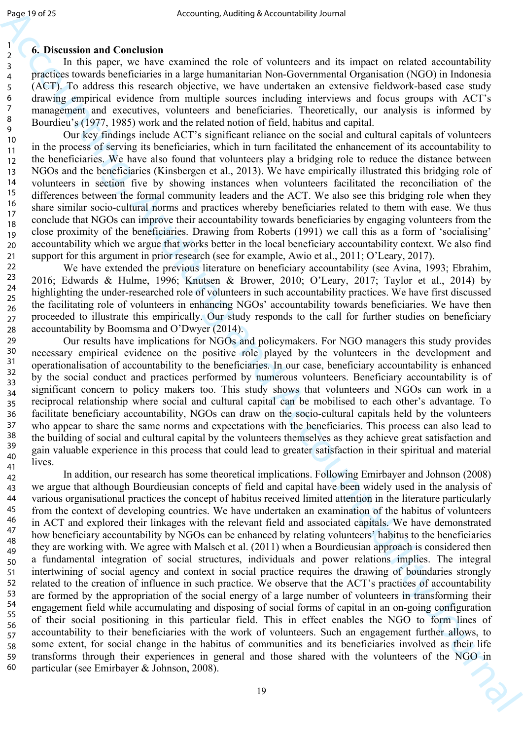## 6. Discussion and Conclusion

In this paper, we have examined the role of volunteers and its impact on related accountability practices towards beneficiaries in a large humanitarian Non-Governmental Organisation (NGO) in Indonesia (ACT). To address this research objective, we have undertaken an extensive fieldwork-based case study drawing empirical evidence from multiple sources including interviews and focus groups with ACT's management and executives, volunteers and beneficiaries. Theoretically, our analysis is informed by Bourdieu's (1977, 1985) work and the related notion of field, habitus and capital.

Our key findings include ACT's significant reliance on the social and cultural capitals of volunteers in the process of serving its beneficiaries, which in turn facilitated the enhancement of its accountability to the beneficiaries. We have also found that volunteers play a bridging role to reduce the distance between NGOs and the beneficiaries (Kinsbergen et al., 2013). We have empirically illustrated this bridging role of volunteers in section five by showing instances when volunteers facilitated the reconciliation of the differences between the formal community leaders and the ACT. We also see this bridging role when they share similar socio-cultural norms and practices whereby beneficiaries related to them with ease. We thus conclude that NGOs can improve their accountability towards beneficiaries by engaging volunteers from the close proximity of the beneficiaries. Drawing from Roberts (1991) we call this as a form of 'socialising' accountability which we argue that works better in the local beneficiary accountability context. We also find support for this argument in prior research (see for example, Awio et al., 2011; O'Leary, 2017).

We have extended the previous literature on beneficiary accountability (see Avina, 1993; Ebrahim, 2016; Edwards & Hulme, 1996; Knutsen & Brower, 2010; O'Leary, 2017; Taylor et al., 2014) by highlighting the under-researched role of volunteers in such accountability practices. We have first discussed the facilitating role of volunteers in enhancing NGOs' accountability towards beneficiaries. We have then proceeded to illustrate this empirically. Our study responds to the call for further studies on beneficiary accountability by Boomsma and O'Dwyer (2014).

Our results have implications for NGOs and policymakers. For NGO managers this study provides necessary empirical evidence on the positive role played by the volunteers in the development and operationalisation of accountability to the beneficiaries. In our case, beneficiary accountability is enhanced by the social conduct and practices performed by numerous volunteers. Beneficiary accountability is of significant concern to policy makers too. This study shows that volunteers and NGOs can work in a reciprocal relationship where social and cultural capital can be mobilised to each other's advantage. To facilitate beneficiary accountability, NGOs can draw on the socio-cultural capitals held by the volunteers who appear to share the same norms and expectations with the beneficiaries. This process can also lead to the building of social and cultural capital by the volunteers themselves as they achieve great satisfaction and gain valuable experience in this process that could lead to greater satisfaction in their spiritual and material lives.

In addition, our research has some theoretical implications. Following Emirbayer and Johnson (2008) we argue that although Bourdieusian concepts of field and capital have been widely used in the analysis of various organisational practices the concept of habitus received limited attention in the literature particularly from the context of developing countries. We have undertaken an examination of the habitus of volunteers in ACT and explored their linkages with the relevant field and associated capitals. We have demonstrated how beneficiary accountability by NGOs can be enhanced by relating volunteers' habitus to the beneficiaries they are working with. We agree with Malsch et al. (2011) when a Bourdieusian approach is considered then a fundamental integration of social structures, individuals and power relations implies. The integral intertwining of social agency and context in social practice requires the drawing of boundaries strongly related to the creation of influence in such practice. We observe that the ACT's practices of accountability are formed by the appropriation of the social energy of a large number of volunteers in transforming their engagement field while accumulating and disposing of social forms of capital in an on-going configuration of their social positioning in this particular field. This in effect enables the NGO to form lines of accountability to their beneficiaries with the work of volunteers. Such an engagement further allows, to some extent, for social change in the habitus of communities and its beneficiaries involved as their life transforms through their experiences in general and those shared with the volunteers of the NGO in particular (see Emirbayer & Johnson, 2008).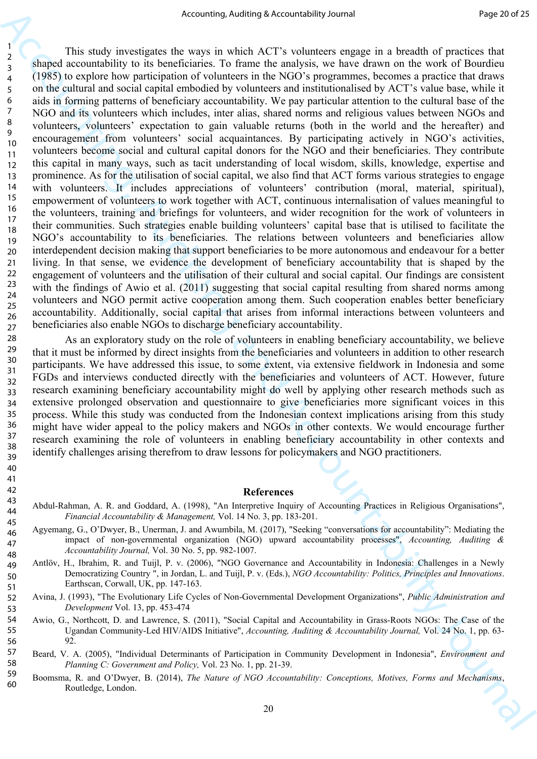This study investigates the ways in which ACT's volunteers engage in a breadth of practices that shaped accountability to its beneficiaries. To frame the analysis, we have drawn on the work of Bourdieu (1985) to explore how participation of volunteers in the NGO's programmes, becomes a practice that draws on the cultural and social capital embodied by volunteers and institutionalised by ACT's value base, while it aids in forming patterns of beneficiary accountability. We pay particular attention to the cultural base of the NGO and its volunteers which includes, inter alias, shared norms and religious values between NGOs and volunteers, volunteers' expectation to gain valuable returns (both in the world and the hereafter) and encouragement from volunteers' social acquaintances. By participating actively in NGO's activities, volunteers become social and cultural capital donors for the NGO and their beneficiaries. They contribute this capital in many ways, such as tacit understanding of local wisdom, skills, knowledge, expertise and prominence. As for the utilisation of social capital, we also find that ACT forms various strategies to engage with volunteers. It includes appreciations of volunteers' contribution (moral, material, spiritual), empowerment of volunteers to work together with ACT, continuous internalisation of values meaningful to the volunteers, training and briefings for volunteers, and wider recognition for the work of volunteers in their communities. Such strategies enable building volunteers' capital base that is utilised to facilitate the NGO's accountability to its beneficiaries. The relations between volunteers and beneficiaries allow interdependent decision making that support beneficiaries to be more autonomous and endeavour for a better living. In that sense, we evidence the development of beneficiary accountability that is shaped by the engagement of volunteers and the utilisation of their cultural and social capital. Our findings are consistent with the findings of Awio et al. (2011) suggesting that social capital resulting from shared norms among volunteers and NGO permit active cooperation among them. Such cooperation enables better beneficiary accountability. Additionally, social capital that arises from informal interactions between volunteers and beneficiaries also enable NGOs to discharge beneficiary accountability.

As an exploratory study on the role of volunteers in enabling beneficiary accountability, we believe that it must be informed by direct insights from the beneficiaries and volunteers in addition to other research participants. We have addressed this issue, to some extent, via extensive fieldwork in Indonesia and some FGDs and interviews conducted directly with the beneficiaries and volunteers of ACT. However, future research examining beneficiary accountability might do well by applying other research methods such as extensive prolonged observation and questionnaire to give beneficiaries more significant voices in this process. While this study was conducted from the Indonesian context implications arising from this study might have wider appeal to the policy makers and NGOs in other contexts. We would encourage further research examining the role of volunteers in enabling beneficiary accountability in other contexts and identify challenges arising therefrom to draw lessons for policymakers and NGO practitioners.

## References

Abdul-Rahman, A. R. and Goddard, A. (1998), "An Interpretive Inquiry of Accounting Practices in Religious Organisations", *Financial Accountability & Management,* Vol. 14 No. 3, pp. 183-201.

Agyemang, G., O'Dwyer, B., Unerman, J. and Awumbila, M. (2017), "Seeking "conversations for accountability": Mediating the impact of non-governmental organization (NGO) upward accountability processes", *Accounting, Auditing & Accountability Journal,* Vol. 30 No. 5, pp. 982-1007.

Antlöv, H., Ibrahim, R. and Tuijl, P. v. (2006), "NGO Governance and Accountability in Indonesia: Challenges in a Newly Democratizing Country ", in Jordan, L. and Tuijl, P. v. (Eds.), *NGO Accountability: Politics, Principles and Innovations*. Earthscan, Corwall, UK, pp. 147-163.

Avina, J. (1993), "The Evolutionary Life Cycles of Non-Governmental Development Organizations", *Public Administration and Development* Vol. 13, pp. 453-474

Awio, G., Northcott, D. and Lawrence, S. (2011), "Social Capital and Accountability in Grass-Roots NGOs: The Case of the Ugandan Community-Led HIV/AIDS Initiative", *Accounting, Auditing & Accountability Journal,* Vol. 24 No. 1, pp. 63-92.

Beard, V. A. (2005), "Individual Determinants of Participation in Community Development in Indonesia", *Environment and Planning C: Government and Policy,* Vol. 23 No. 1, pp. 21-39.

Boomsma, R. and O'Dwyer, B. (2014), *The Nature of NGO Accountability: Conceptions, Motives, Forms and Mechanisms*, Routledge, London.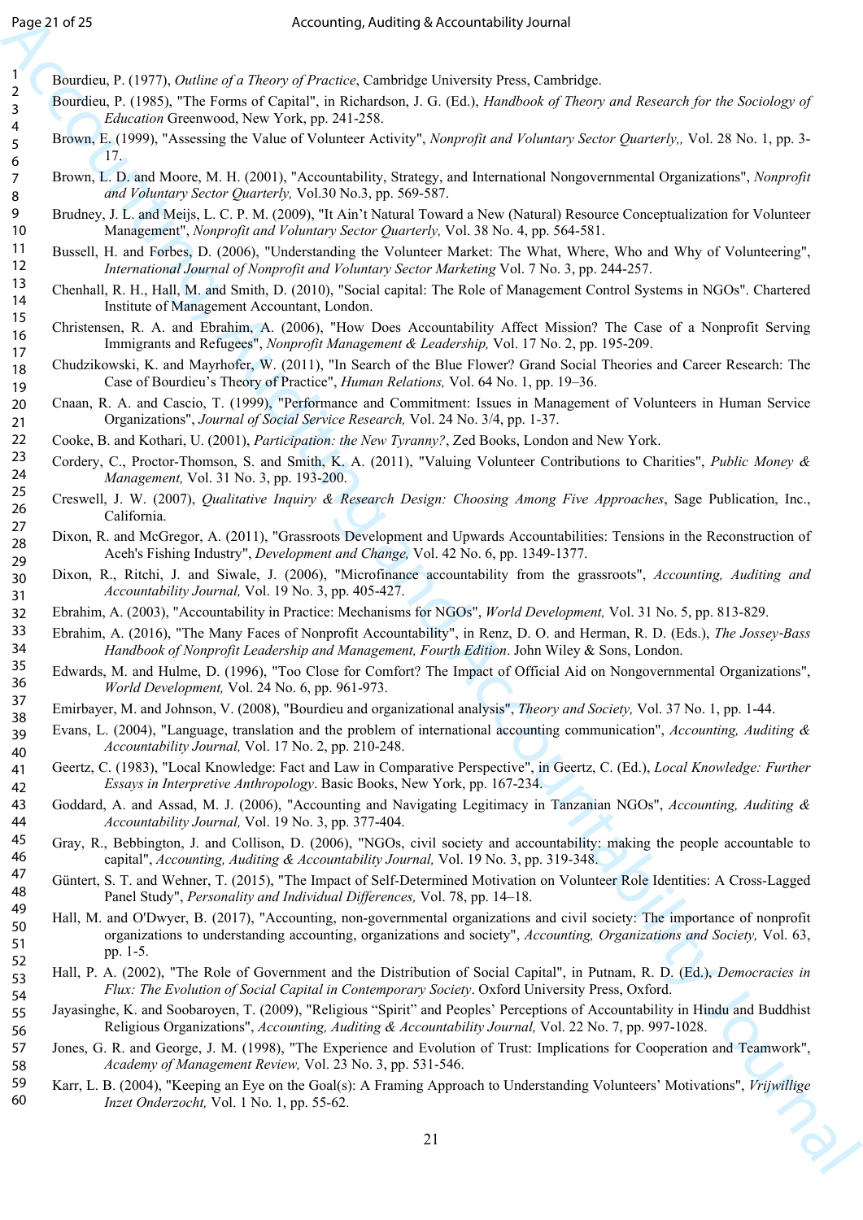Bourdieu, P. (1977), *Outline of a Theory of Practice*, Cambridge University Press, Cambridge.

Bourdieu, P. (1985), "The Forms of Capital", in Richardson, J. G. (Ed.), *Handbook of Theory and Research for the Sociology of Education* Greenwood, New York, pp. 241-258.

Brown, E. (1999), "Assessing the Value of Volunteer Activity", *Nonprofit and Voluntary Sector Quarterly,*, Vol. 28 No. 1, pp. 3-17.

Brown, L. D. and Moore, M. H. (2001), "Accountability, Strategy, and International Nongovernmental Organizations", *Nonprofit and Voluntary Sector Quarterly,* Vol.30 No.3, pp. 569-587.

Brudney, J. L. and Meijs, L. C. P. M. (2009), "It Ain't Natural Toward a New (Natural) Resource Conceptualization for Volunteer Management", *Nonprofit and Voluntary Sector Quarterly,* Vol. 38 No. 4, pp. 564-581.

Bussell, H. and Forbes, D. (2006), "Understanding the Volunteer Market: The What, Where, Who and Why of Volunteering", *International Journal of Nonprofit and Voluntary Sector Marketing* Vol. 7 No. 3, pp. 244-257.

Chenhall, R. H., Hall, M. and Smith, D. (2010), "Social capital: The Role of Management Control Systems in NGOs". Chartered Institute of Management Accountant, London.

Christensen, R. A. and Ebrahim, A. (2006), "How Does Accountability Affect Mission? The Case of a Nonprofit Serving Immigrants and Refugees", *Nonprofit Management & Leadership,* Vol. 17 No. 2, pp. 195-209.

Chudzikowski, K. and Mayrhofer, W. (2011), "In Search of the Blue Flower? Grand Social Theories and Career Research: The Case of Bourdieu's Theory of Practice", *Human Relations,* Vol. 64 No. 1, pp. 19–36.

Cnaan, R. A. and Cascio, T. (1999), "Performance and Commitment: Issues in Management of Volunteers in Human Service Organizations", *Journal of Social Service Research,* Vol. 24 No. 3/4, pp. 1-37.

Cooke, B. and Kothari, U. (2001), *Participation: the New Tyranny?*, Zed Books, London and New York.

Cordery, C., Proctor-Thomson, S. and Smith, K. A. (2011), "Valuing Volunteer Contributions to Charities", *Public Money & Management,* Vol. 31 No. 3, pp. 193-200.

Creswell, J. W. (2007), *Qualitative Inquiry & Research Design: Choosing Among Five Approaches*, Sage Publication, Inc., California.

Dixon, R. and McGregor, A. (2011), "Grassroots Development and Upwards Accountabilities: Tensions in the Reconstruction of Aceh's Fishing Industry", *Development and Change,* Vol. 42 No. 6, pp. 1349-1377.

Dixon, R., Ritchi, J. and Siwale, J. (2006), "Microfinance accountability from the grassroots", *Accounting, Auditing and Accountability Journal,* Vol. 19 No. 3, pp. 405-427.

Ebrahim, A. (2003), "Accountability in Practice: Mechanisms for NGOs", *World Development,* Vol. 31 No. 5, pp. 813-829.

Ebrahim, A. (2016), "The Many Faces of Nonprofit Accountability", in Renz, D. O. and Herman, R. D. (Eds.), *The Jossey-Bass Handbook of Nonprofit Leadership and Management, Fourth Edition*. John Wiley & Sons, London.

Edwards, M. and Hulme, D. (1996), "Too Close for Comfort? The Impact of Official Aid on Nongovernmental Organizations", *World Development,* Vol. 24 No. 6, pp. 961-973.

Emirbayer, M. and Johnson, V. (2008), "Bourdieu and organizational analysis", *Theory and Society,* Vol. 37 No. 1, pp. 1-44.

Evans, L. (2004), "Language, translation and the problem of international accounting communication", *Accounting, Auditing & Accountability Journal,* Vol. 17 No. 2, pp. 210-248.

Geertz, C. (1983), "Local Knowledge: Fact and Law in Comparative Perspective", in Geertz, C. (Ed.), *Local Knowledge: Further Essays in Interpretive Anthropology*. Basic Books, New York, pp. 167-234.

Goddard, A. and Assad, M. J. (2006), "Accounting and Navigating Legitimacy in Tanzanian NGOs", *Accounting, Auditing & Accountability Journal,* Vol. 19 No. 3, pp. 377-404.

Gray, R., Bebbington, J. and Collison, D. (2006), "NGOs, civil society and accountability: making the people accountable to capital", *Accounting, Auditing & Accountability Journal,* Vol. 19 No. 3, pp. 319-348.

Güntert, S. T. and Wehner, T. (2015), "The Impact of Self-Determined Motivation on Volunteer Role Identities: A Cross-Lagged Panel Study", *Personality and Individual Differences,* Vol. 78, pp. 14–18.

Hall, M. and O'Dwyer, B. (2017), "Accounting, non-governmental organizations and civil society: The importance of nonprofit organizations to understanding accounting, organizations and society", *Accounting, Organizations and Society,* Vol. 63, pp. 1-5.

Hall, P. A. (2002), "The Role of Government and the Distribution of Social Capital", in Putnam, R. D. (Ed.), *Democracies in Flux: The Evolution of Social Capital in Contemporary Society*. Oxford University Press, Oxford.

Jayasinghe, K. and Soobaroyen, T. (2009), "Religious "Spirit" and Peoples' Perceptions of Accountability in Hindu and Buddhist Religious Organizations", *Accounting, Auditing & Accountability Journal,* Vol. 22 No. 7, pp. 997-1028.

Jones, G. R. and George, J. M. (1998), "The Experience and Evolution of Trust: Implications for Cooperation and Teamwork", *Academy of Management Review,* Vol. 23 No. 3, pp. 531-546.

Karr, L. B. (2004), "Keeping an Eye on the Goal(s): A Framing Approach to Understanding Volunteers' Motivations", *Vrijwillige Inzet Onderzocht,* Vol. 1 No. 1, pp. 55-62.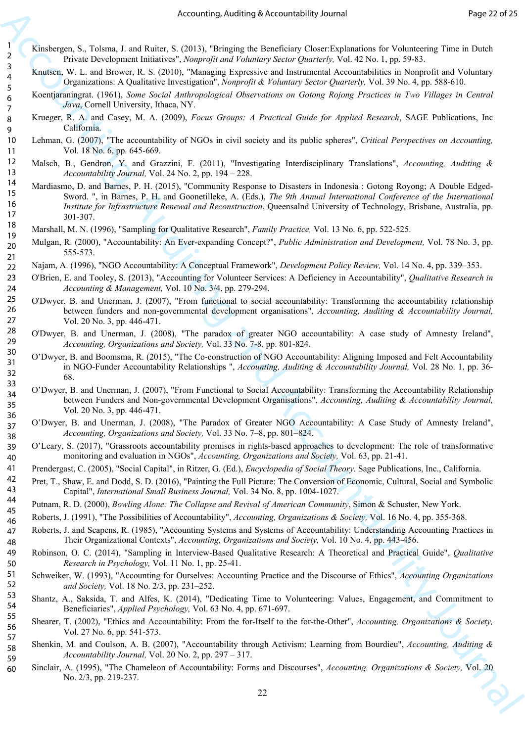Kinsbergen, S., Tolsma, J. and Ruiter, S. (2013), "Bringing the Beneficiary Closer:Explanations for Volunteering Time in Dutch Private Development Initiatives", *Nonprofit and Voluntary Sector Quarterly,* Vol. 42 No. 1, pp. 59-83.

Knutsen, W. L. and Brower, R. S. (2010), "Managing Expressive and Instrumental Accountabilities in Nonprofit and Voluntary Organizations: A Qualitative Investigation", *Nonprofit & Voluntary Sector Quarterly,* Vol. 39 No. 4, pp. 588-610.

Koentjaraningrat. (1961), *Some Social Anthropological Observations on Gotong Rojong Practices in Two Villages in Central Java*, Cornell University, Ithaca, NY.

Krueger, R. A. and Casey, M. A. (2009), *Focus Groups: A Practical Guide for Applied Research*, SAGE Publications, Inc California.

Lehman, G. (2007), "The accountability of NGOs in civil society and its public spheres", *Critical Perspectives on Accounting,* Vol. 18 No. 6, pp. 645-669.

Malsch, B., Gendron, Y. and Grazzini, F. (2011), "Investigating Interdisciplinary Translations", *Accounting, Auditing & Accountability Journal,* Vol. 24 No. 2, pp. 194 – 228.

Mardiasmo, D. and Barnes, P. H. (2015), "Community Response to Disasters in Indonesia : Gotong Royong; A Double Edged-Sword. ", in Barnes, P. H. and Goonetilleke, A. (Eds.), *The 9th Annual International Conference of the International Institute for Infrastructure Renewal and Reconstruction*, Queensalnd University of Technology, Brisbane, Australia, pp. 301-307.

Marshall, M. N. (1996), "Sampling for Qualitative Research", *Family Practice,* Vol. 13 No. 6, pp. 522-525.

Mulgan, R. (2000), "Accountability: An Ever-expanding Concept?", *Public Administration and Development,* Vol. 78 No. 3, pp. 555-573.

Najam, A. (1996), "NGO Accountability: A Conceptual Framework", *Development Policy Review,* Vol. 14 No. 4, pp. 339–353.

O'Brien, E. and Tooley, S. (2013), "Accounting for Volunteer Services: A Deficiency in Accountability", *Qualitative Research in Accounting & Management,* Vol. 10 No. 3/4, pp. 279-294.

O'Dwyer, B. and Unerman, J. (2007), "From functional to social accountability: Transforming the accountability relationship between funders and non-governmental development organisations", *Accounting, Auditing & Accountability Journal,* Vol. 20 No. 3, pp. 446-471.

O'Dwyer, B. and Unerman, J. (2008), "The paradox of greater NGO accountability: A case study of Amnesty Ireland", *Accounting, Organizations and Society,* Vol. 33 No. 7-8, pp. 801-824.

O'Dwyer, B. and Boomsma, R. (2015), "The Co-construction of NGO Accountability: Aligning Imposed and Felt Accountability in NGO-Funder Accountability Relationships ", *Accounting, Auditing & Accountability Journal,* Vol. 28 No. 1, pp. 36-68.

O'Dwyer, B. and Unerman, J. (2007), "From Functional to Social Accountability: Transforming the Accountability Relationship between Funders and Non-governmental Development Organisations", *Accounting, Auditing & Accountability Journal,* Vol. 20 No. 3, pp. 446-471.

O'Dwyer, B. and Unerman, J. (2008), "The Paradox of Greater NGO Accountability: A Case Study of Amnesty Ireland", *Accounting, Organizations and Society,* Vol. 33 No. 7–8, pp. 801–824.

O'Leary, S. (2017), "Grassroots accountability promises in rights-based approaches to development: The role of transformative monitoring and evaluation in NGOs", *Accounting, Organizations and Society,* Vol. 63, pp. 21-41.

Prendergast, C. (2005), "Social Capital", in Ritzer, G. (Ed.), *Encyclopedia of Social Theory*. Sage Publications, Inc., California.

Pret, T., Shaw, E. and Dodd, S. D. (2016), "Painting the Full Picture: The Conversion of Economic, Cultural, Social and Symbolic Capital", *International Small Business Journal,* Vol. 34 No. 8, pp. 1004-1027.

Putnam, R. D. (2000), *Bowling Alone: The Collapse and Revival of American Community*, Simon & Schuster, New York.

Roberts, J. (1991), "The Possibilities of Accountability", *Accounting, Organizations & Society,* Vol. 16 No. 4, pp. 355-368.

Roberts, J. and Scapens, R. (1985), "Accounting Systems and Systems of Accountability: Understanding Accounting Practices in Their Organizational Contexts", *Accounting, Organizations and Society,* Vol. 10 No. 4, pp. 443-456.

Robinson, O. C. (2014), "Sampling in Interview-Based Qualitative Research: A Theoretical and Practical Guide", *Qualitative Research in Psychology,* Vol. 11 No. 1, pp. 25-41.

Schweiker, W. (1993), "Accounting for Ourselves: Accounting Practice and the Discourse of Ethics", *Accounting Organizations and Society,* Vol. 18 No. 2/3, pp. 231–252.

Shantz, A., Saksida, T. and Alfes, K. (2014), "Dedicating Time to Volunteering: Values, Engagement, and Commitment to Beneficiaries", *Applied Psychology,* Vol. 63 No. 4, pp. 671-697.

Shearer, T. (2002), "Ethics and Accountability: From the for-Itself to the for-the-Other", *Accounting, Organizations & Society,* Vol. 27 No. 6, pp. 541-573.

Shenkin, M. and Coulson, A. B. (2007), "Accountability through Activism: Learning from Bourdieu", *Accounting, Auditing & Accountability Journal,* Vol. 20 No. 2, pp. 297 – 317.

Sinclair, A. (1995), "The Chameleon of Accountability: Forms and Discourses", *Accounting, Organizations & Society,* Vol. 20 No. 2/3, pp. 219-237.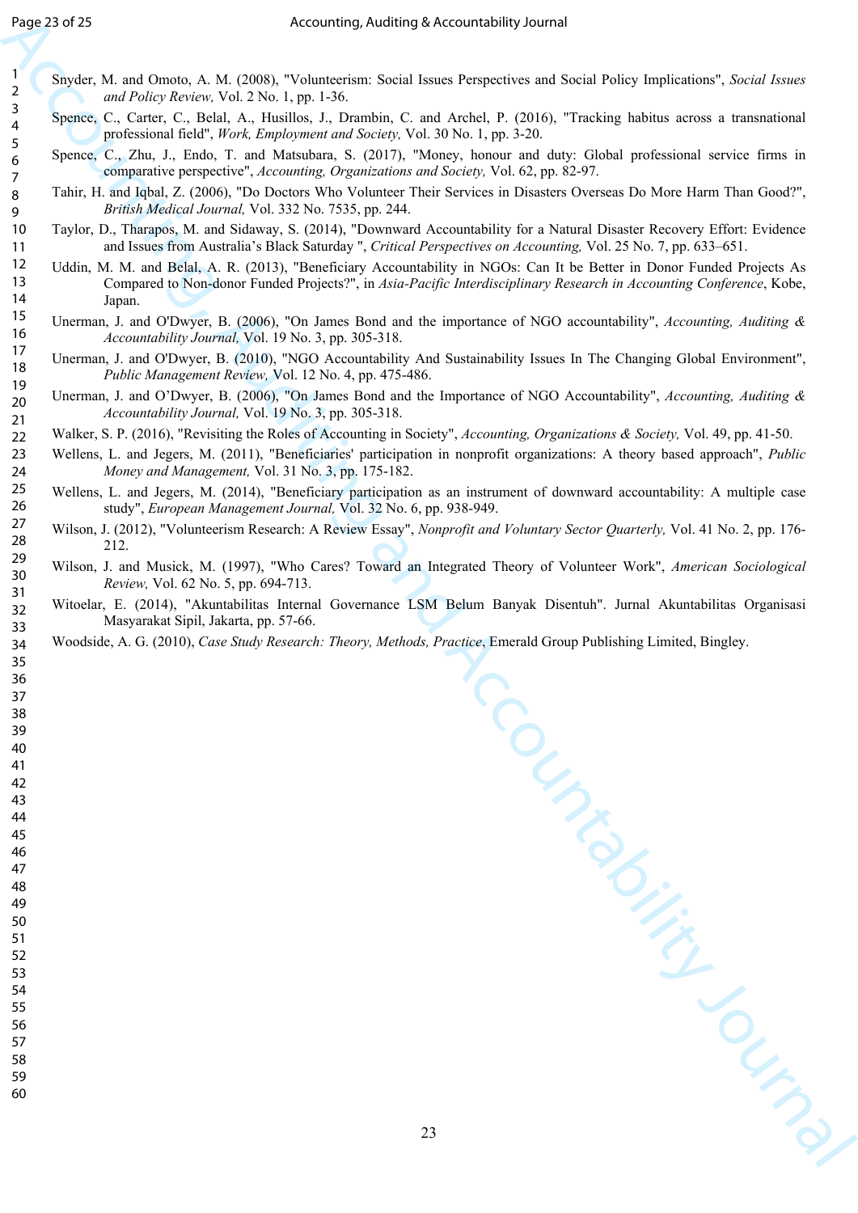Snyder, M. and Omoto, A. M. (2008), "Volunteerism: Social Issues Perspectives and Social Policy Implications", *Social Issues and Policy Review,* Vol. 2 No. 1, pp. 1-36.

Spence, C., Carter, C., Belal, A., Husillos, J., Drambin, C. and Archel, P. (2016), "Tracking habitus across a transnational professional field", *Work, Employment and Society,* Vol. 30 No. 1, pp. 3-20.

Spence, C., Zhu, J., Endo, T. and Matsubara, S. (2017), "Money, honour and duty: Global professional service firms in comparative perspective", *Accounting, Organizations and Society,* Vol. 62, pp. 82-97.

Tahir, H. and Iqbal, Z. (2006), "Do Doctors Who Volunteer Their Services in Disasters Overseas Do More Harm Than Good?", *British Medical Journal,* Vol. 332 No. 7535, pp. 244.

Taylor, D., Tharapos, M. and Sidaway, S. (2014), "Downward Accountability for a Natural Disaster Recovery Effort: Evidence and Issues from Australia's Black Saturday ", *Critical Perspectives on Accounting,* Vol. 25 No. 7, pp. 633–651.

Uddin, M. M. and Belal, A. R. (2013), "Beneficiary Accountability in NGOs: Can It be Better in Donor Funded Projects As Compared to Non-donor Funded Projects?", in *Asia-Pacific Interdisciplinary Research in Accounting Conference*, Kobe, Japan.

Unerman, J. and O'Dwyer, B. (2006), "On James Bond and the importance of NGO accountability", *Accounting, Auditing & Accountability Journal,* Vol. 19 No. 3, pp. 305-318.

Unerman, J. and O'Dwyer, B. (2010), "NGO Accountability And Sustainability Issues In The Changing Global Environment", *Public Management Review,* Vol. 12 No. 4, pp. 475-486.

Unerman, J. and O'Dwyer, B. (2006), "On James Bond and the Importance of NGO Accountability", *Accounting, Auditing & Accountability Journal,* Vol. 19 No. 3, pp. 305-318.

Walker, S. P. (2016), "Revisiting the Roles of Accounting in Society", *Accounting, Organizations & Society,* Vol. 49, pp. 41-50.

Wellens, L. and Jegers, M. (2011), "Beneficiaries' participation in nonprofit organizations: A theory based approach", *Public Money and Management,* Vol. 31 No. 3, pp. 175-182.

Wellens, L. and Jegers, M. (2014), "Beneficiary participation as an instrument of downward accountability: A multiple case study", *European Management Journal,* Vol. 32 No. 6, pp. 938-949.

Wilson, J. (2012), "Volunteerism Research: A Review Essay", *Nonprofit and Voluntary Sector Quarterly,* Vol. 41 No. 2, pp. 176-212.

Wilson, J. and Musick, M. (1997), "Who Cares? Toward an Integrated Theory of Volunteer Work", *American Sociological Review,* Vol. 62 No. 5, pp. 694-713.

Witoelar, E. (2014), "Akuntabilitas Internal Governance LSM Belum Banyak Disentuh". Jurnal Akuntabilitas Organisasi Masyarakat Sipil, Jakarta, pp. 57-66.

Woodside, A. G. (2010), *Case Study Research: Theory, Methods, Practice*, Emerald Group Publishing Limited, Bingley.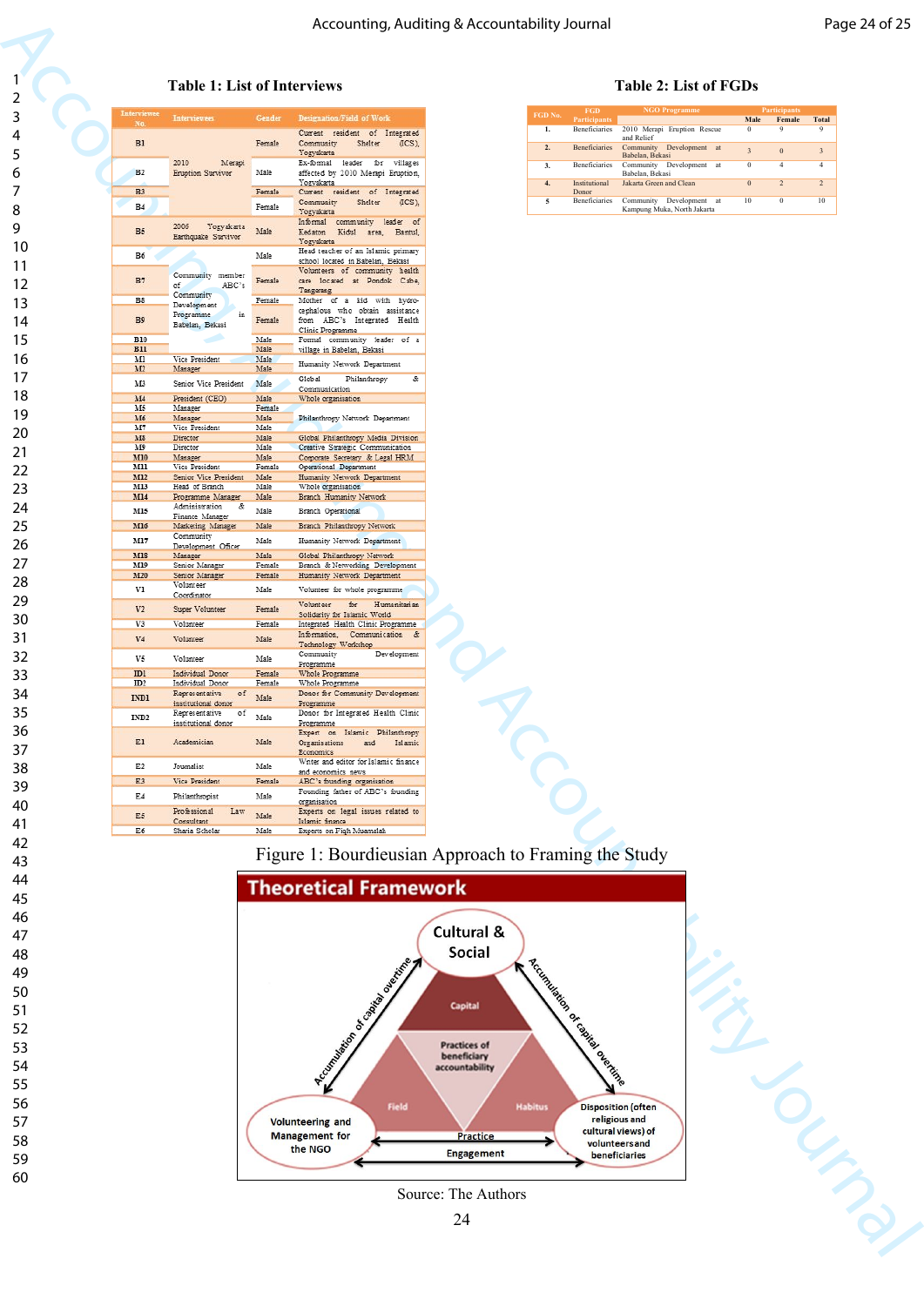## Table 1: List of Interviews

| Interviewee No. | Interviewees | Gender | Designation/Field of Work |
|---|---|---|---|
| B1 | 2010 Merapi Eruption Survivor | Female | Current resident of Integrated Community Shelter (ICS), Yogyakarta |
| B2 | | Male | Ex-formal leader for villages affected by 2010 Merapi Eruption, Yogyakarta |
| B3 | | Female | Current resident of Integrated Community Shelter (ICS), Yogyakarta |
| B4 | | Female | |
| B5 | 2006 Yogyakarta Earthquake Survivor | Male | Informal community leader of Kedaton Kidul area, Bantul, Yogyakarta |
| B6 | Community member of ABC's Community Development Programme in Babelan, Bekasi | Male | Head teacher of an Islamic primary school located in Babelan, Bekasi |
| B7 | | Female | Volunteers of community health care located at Pondok Cabe, Tangerang |
| B8 | | Female | Mother of a kid with hydro-cephalous who obtain assistance from ABC's Integrated Health Clinic Programme |
| B9 | | Female | |
| B10 | | Male | Formal community leader of a village in Babelan, Bekasi |
| B11 | | Male | |
| M1 | Vice President | Male | Humanity Network Department |
| M2 | Manager | Male | |
| M3 | Senior Vice President | Male | Global Philanthropy & Communication |
| M4 | President (CEO) | Male | Whole organisation |
| M5 | Manager | Female | Philanthropy Network Department |
| M6 | Manager | Male | |
| M7 | Vice President | Male | |
| M8 | Director | Male | Global Philanthropy Media Division |
| M9 | Director | Male | Creative Strategic Communication |
| M10 | Manager | Male | Corporate Secretary & Legal HRM |
| M11 | Vice President | Female | Operational Department |
| M12 | Senior Vice President | Male | Humanity Network Department |
| M13 | Head of Branch | Male | Whole organisation |
| M14 | Programme Manager | Male | Branch Humanity Network |
| M15 | Administration & Finance Manager | Male | Branch Operational |
| M16 | Marketing Manager | Male | Branch Philanthropy Network |
| M17 | Community Development Officer | Male | Humanity Network Department |
| M18 | Manager | Male | Global Philanthropy Network |
| M19 | Senior Manager | Female | Branch & Networking Development |
| M20 | Senior Manager | Female | Humanity Network Department |
| V1 | Volunteer Coordinator | Male | Volunteer for whole programme |
| V2 | Super Volunteer | Female | Volunteer for Humanitarian Solidarity for Islamic World |
| V3 | Volunteer | Female | Integrated Health Clinic Programme |
| V4 | Volunteer | Male | Information, Communication & Technology Workshop |
| V5 | Volunteer | Male | Community Development Programme |
| ID1 | Individual Donor | Female | Whole Programme |
| ID2 | Individual Donor | Female | Whole Programme |
| IND1 | Representative of institutional donor | Male | Donor for Community Development Programme |
| IND2 | Representative of institutional donor | Male | Donor for Integrated Health Clinic Programme |
| E1 | Academician | Male | Expert on Islamic Philanthropy Organisations and Islamic Economics |
| E2 | Journalist | Male | Writer and editor for Islamic finance and economics news |
| E3 | Vice President | Female | ABC's founding organisation |
| E4 | Philanthropist | Male | Founding father of ABC's founding organisation |
| E5 | Professional Law Consultant | Male | Experts on legal issues related to Islamic finance |
| E6 | Sharia Scholar | Male | Experts on Fiqh Muamalah |

## Table 2: List of FGDs

| FGD No. | FGD Participants | NGO Programme | Participants Male | Participants Female | Participants Total |
|---|---|---|---|---|---|
| 1. | Beneficiaries | 2010 Merapi Eruption Rescue and Relief | 0 | 9 | 9 |
| 2. | Beneficiaries | Community Development at Babelan, Bekasi | 3 | 0 | 3 |
| 3. | Beneficiaries | Community Development at Babelan, Bekasi | 0 | 4 | 4 |
| 4. | Institutional Donor | Jakarta Green and Clean | 0 | 2 | 2 |
| 5 | Beneficiaries | Community Development at Kampung Muka, North Jakarta | 10 | 0 | 10 |

Figure 1: Bourdieusian Approach to Framing the Study

Source: The Authors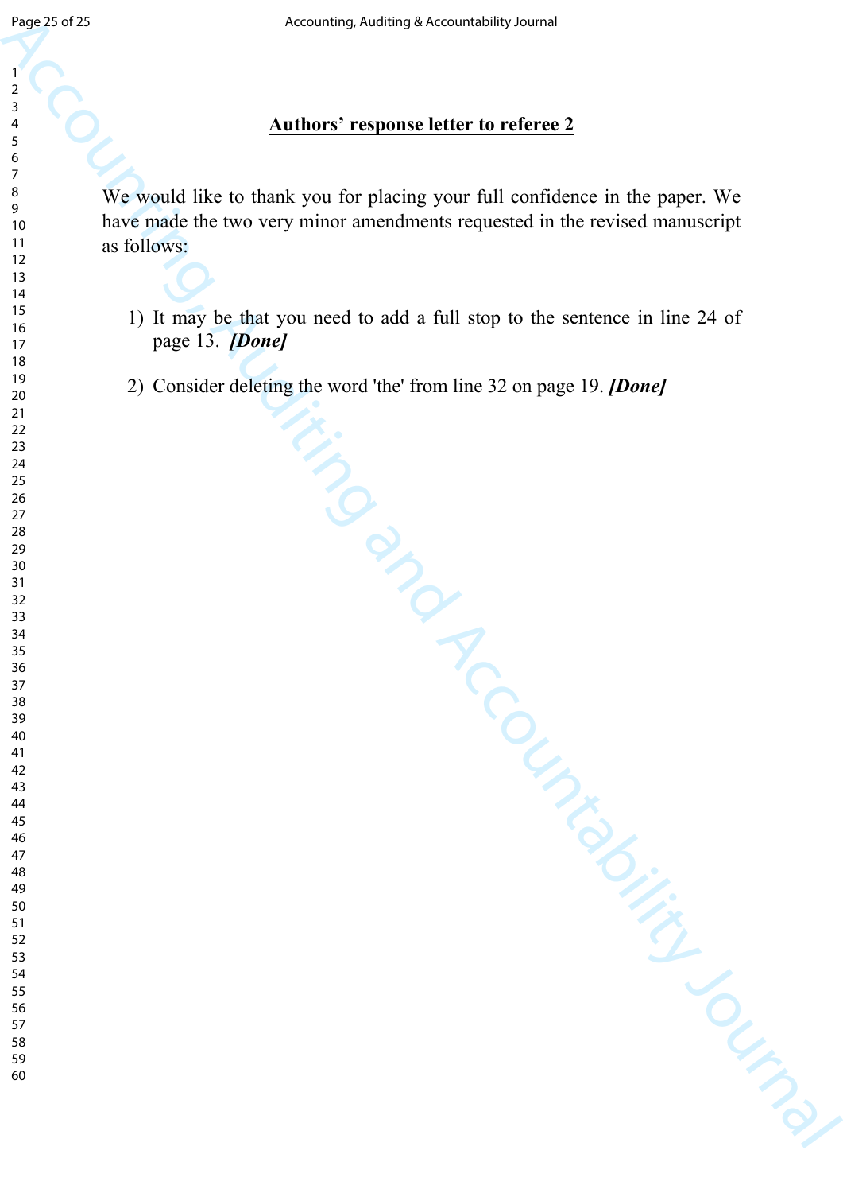## Authors’ response letter to referee 2

We would like to thank you for placing your full confidence in the paper. We have made the two very minor amendments requested in the revised manuscript as follows:

1) It may be that you need to add a full stop to the sentence in line 24 of page 13. ***[Done]***

2) Consider deleting the word 'the' from line 32 on page 19. ***[Done]***